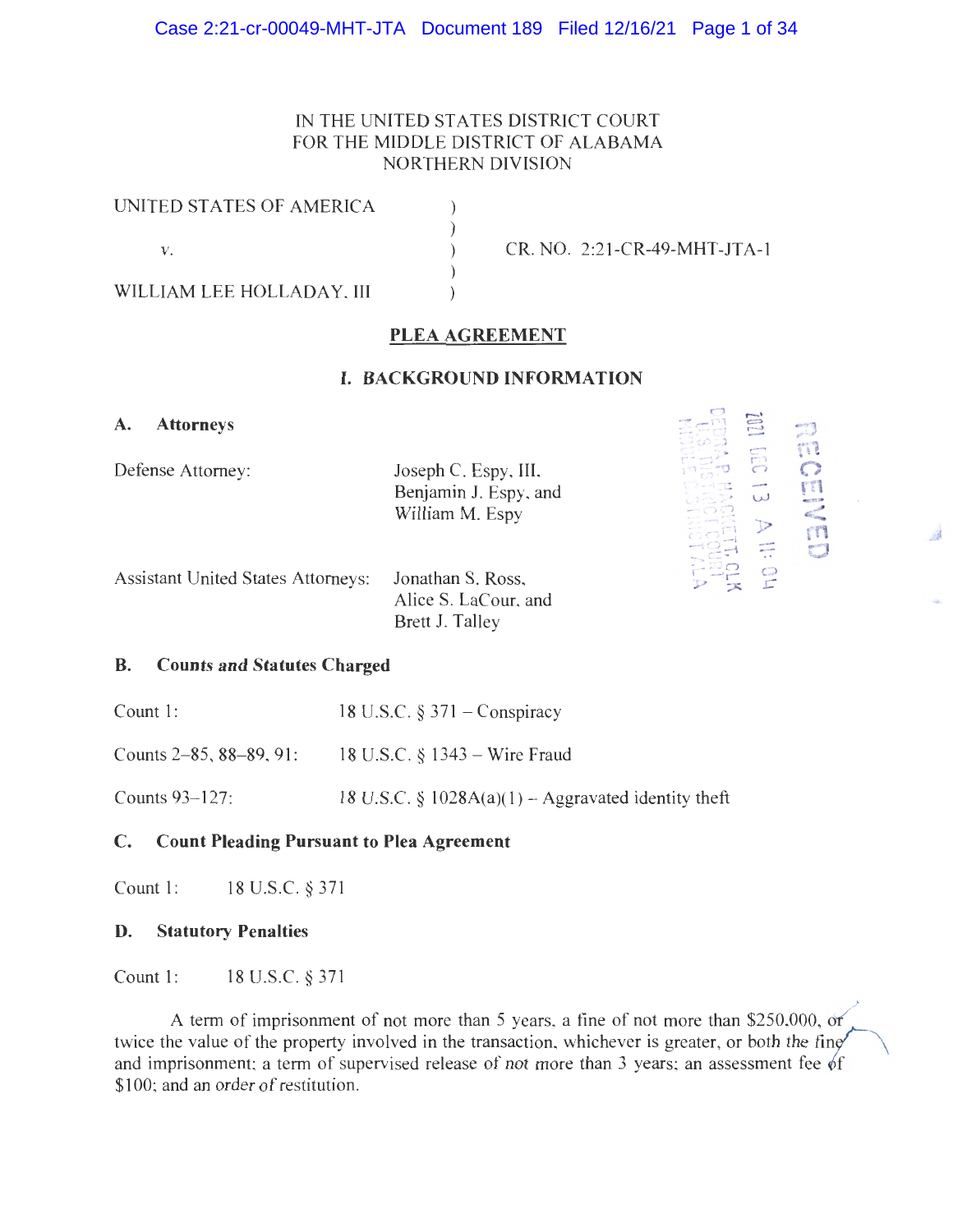IN THE UNITED STATES DISTRICT COURT
FOR THE MIDDLE DISTRICT OF ALABAMA
NORTHERN DIVISION

| | | |
|---|---|---|
| UNITED STATES OF AMERICA | ) | |
| | ) | |
| v. | ) | CR. NO. 2:21-CR-49-MHT-JTA-1 |
| | ) | |
| WILLIAM LEE HOLLADAY, III | ) | |

RECEIVED
2021 DEC 13 A 11:04
DEBRA P. HACKETT, CLK
U.S. DISTRICT COURT
MIDDLE DISTRICT ALA

## PLEA AGREEMENT

### I. BACKGROUND INFORMATION

**A. Attorneys**

Defense Attorney: Joseph C. Espy, III, Benjamin J. Espy, and William M. Espy

Assistant United States Attorneys: Jonathan S. Ross, Alice S. LaCour, and Brett J. Talley

**B. Counts and Statutes Charged**

Count 1: 18 U.S.C. § 371 – Conspiracy

Counts 2–85, 88–89, 91: 18 U.S.C. § 1343 – Wire Fraud

Counts 93–127: 18 U.S.C. § 1028A(a)(1) – Aggravated identity theft

**C. Count Pleading Pursuant to Plea Agreement**

Count 1: 18 U.S.C. § 371

**D. Statutory Penalties**

Count 1: 18 U.S.C. § 371

A term of imprisonment of not more than 5 years, a fine of not more than $250,000, or twice the value of the property involved in the transaction, whichever is greater, or both the fine and imprisonment; a term of supervised release of not more than 3 years; an assessment fee of $100; and an order of restitution.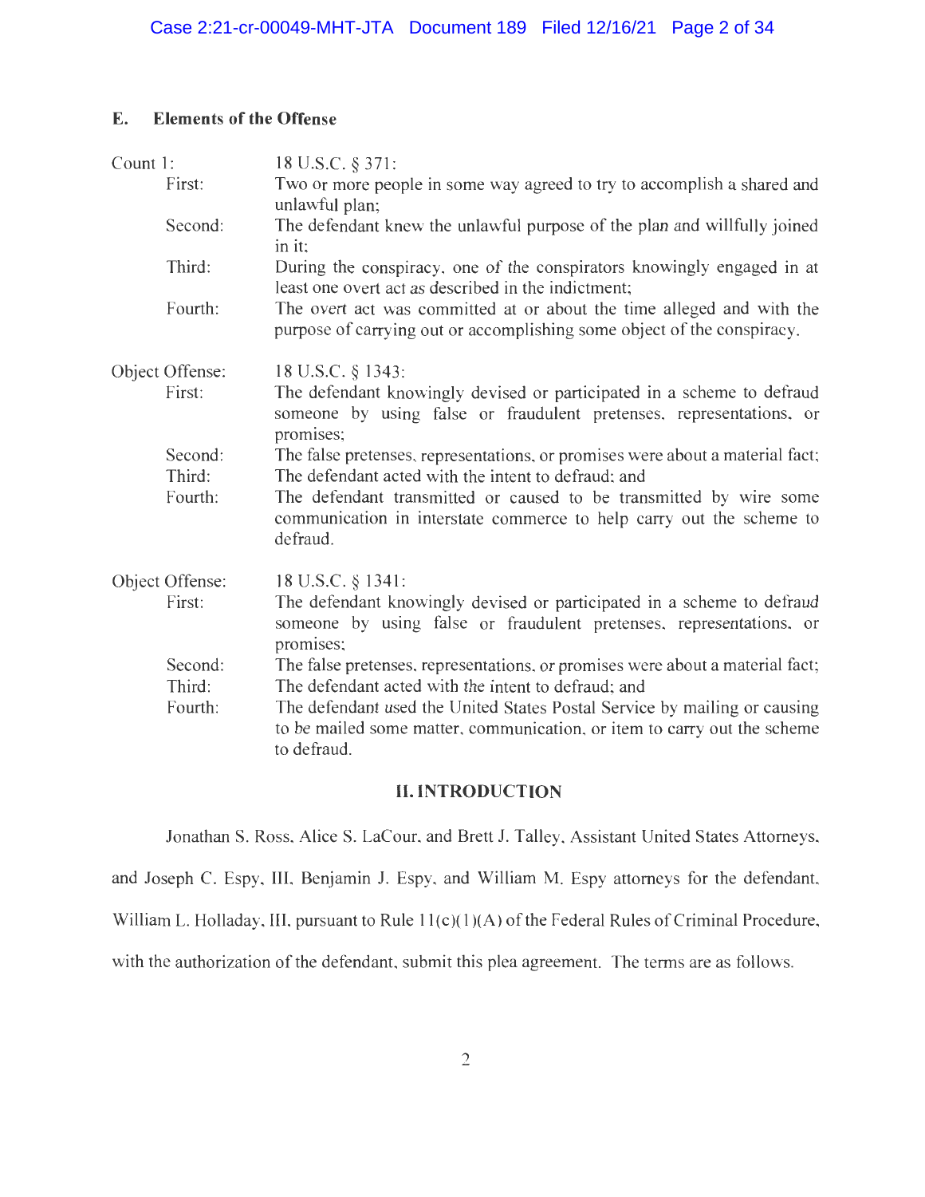## E. Elements of the Offense

| | |
|---|---|
| Count 1: | 18 U.S.C. § 371: |
| First: | Two or more people in some way agreed to try to accomplish a shared and unlawful plan; |
| Second: | The defendant knew the unlawful purpose of the plan and willfully joined in it; |
| Third: | During the conspiracy, one of the conspirators knowingly engaged in at least one overt act as described in the indictment; |
| Fourth: | The overt act was committed at or about the time alleged and with the purpose of carrying out or accomplishing some object of the conspiracy. |
| Object Offense: | 18 U.S.C. § 1343: |
| First: | The defendant knowingly devised or participated in a scheme to defraud someone by using false or fraudulent pretenses, representations, or promises; |
| Second: | The false pretenses, representations, or promises were about a material fact; |
| Third: | The defendant acted with the intent to defraud; and |
| Fourth: | The defendant transmitted or caused to be transmitted by wire some communication in interstate commerce to help carry out the scheme to defraud. |
| Object Offense: | 18 U.S.C. § 1341: |
| First: | The defendant knowingly devised or participated in a scheme to defraud someone by using false or fraudulent pretenses, representations, or promises; |
| Second: | The false pretenses, representations, or promises were about a material fact; |
| Third: | The defendant acted with the intent to defraud; and |
| Fourth: | The defendant used the United States Postal Service by mailing or causing to be mailed some matter, communication, or item to carry out the scheme to defraud. |

## II. INTRODUCTION

Jonathan S. Ross, Alice S. LaCour, and Brett J. Talley, Assistant United States Attorneys, and Joseph C. Espy, III, Benjamin J. Espy, and William M. Espy attorneys for the defendant, William L. Holladay, III, pursuant to Rule 11(c)(1)(A) of the Federal Rules of Criminal Procedure, with the authorization of the defendant, submit this plea agreement. The terms are as follows.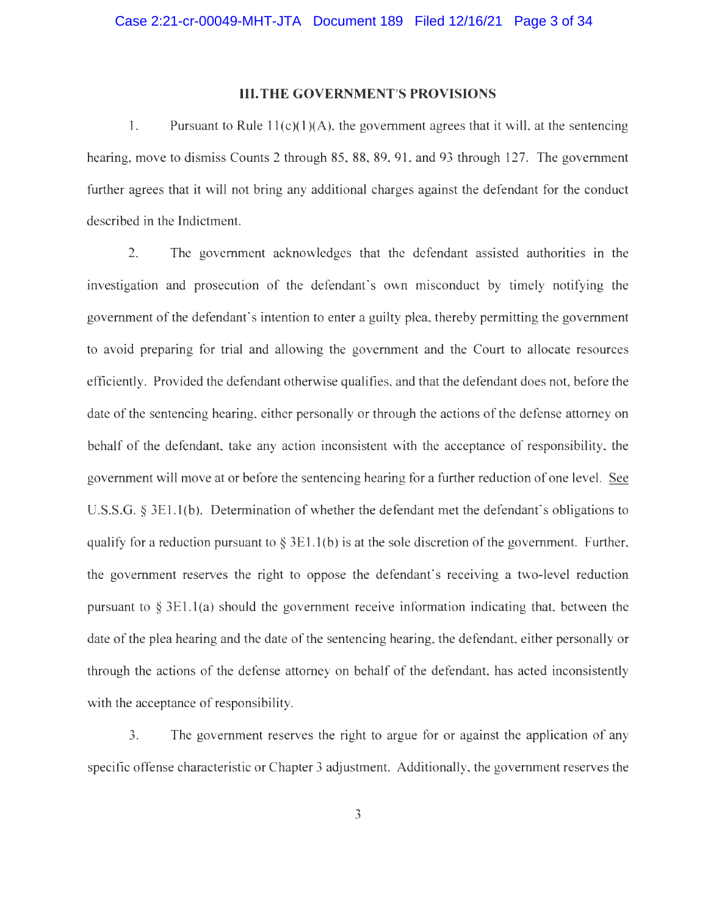## III. THE GOVERNMENT'S PROVISIONS

1. Pursuant to Rule 11(c)(1)(A), the government agrees that it will, at the sentencing hearing, move to dismiss Counts 2 through 85, 88, 89, 91, and 93 through 127. The government further agrees that it will not bring any additional charges against the defendant for the conduct described in the Indictment.

2. The government acknowledges that the defendant assisted authorities in the investigation and prosecution of the defendant's own misconduct by timely notifying the government of the defendant's intention to enter a guilty plea, thereby permitting the government to avoid preparing for trial and allowing the government and the Court to allocate resources efficiently. Provided the defendant otherwise qualifies, and that the defendant does not, before the date of the sentencing hearing, either personally or through the actions of the defense attorney on behalf of the defendant, take any action inconsistent with the acceptance of responsibility, the government will move at or before the sentencing hearing for a further reduction of one level. See U.S.S.G. § 3E1.1(b). Determination of whether the defendant met the defendant's obligations to qualify for a reduction pursuant to § 3E1.1(b) is at the sole discretion of the government. Further, the government reserves the right to oppose the defendant's receiving a two-level reduction pursuant to § 3E1.1(a) should the government receive information indicating that, between the date of the plea hearing and the date of the sentencing hearing, the defendant, either personally or through the actions of the defense attorney on behalf of the defendant, has acted inconsistently with the acceptance of responsibility.

3. The government reserves the right to argue for or against the application of any specific offense characteristic or Chapter 3 adjustment. Additionally, the government reserves the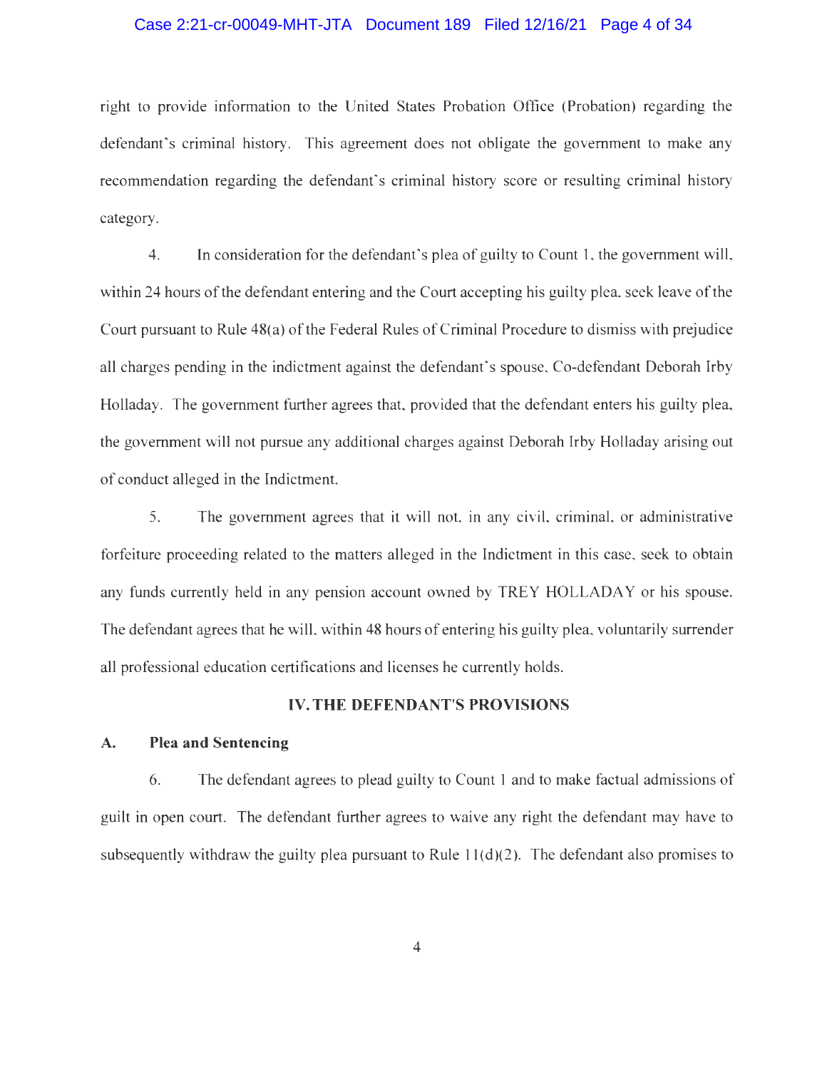right to provide information to the United States Probation Office (Probation) regarding the defendant's criminal history. This agreement does not obligate the government to make any recommendation regarding the defendant's criminal history score or resulting criminal history category.

4. In consideration for the defendant's plea of guilty to Count 1, the government will, within 24 hours of the defendant entering and the Court accepting his guilty plea, seek leave of the Court pursuant to Rule 48(a) of the Federal Rules of Criminal Procedure to dismiss with prejudice all charges pending in the indictment against the defendant's spouse, Co-defendant Deborah Irby Holladay. The government further agrees that, provided that the defendant enters his guilty plea, the government will not pursue any additional charges against Deborah Irby Holladay arising out of conduct alleged in the Indictment.

5. The government agrees that it will not, in any civil, criminal, or administrative forfeiture proceeding related to the matters alleged in the Indictment in this case, seek to obtain any funds currently held in any pension account owned by TREY HOLLADAY or his spouse. The defendant agrees that he will, within 48 hours of entering his guilty plea, voluntarily surrender all professional education certifications and licenses he currently holds.

## IV. THE DEFENDANT'S PROVISIONS

### A. Plea and Sentencing

6. The defendant agrees to plead guilty to Count 1 and to make factual admissions of guilt in open court. The defendant further agrees to waive any right the defendant may have to subsequently withdraw the guilty plea pursuant to Rule 11(d)(2). The defendant also promises to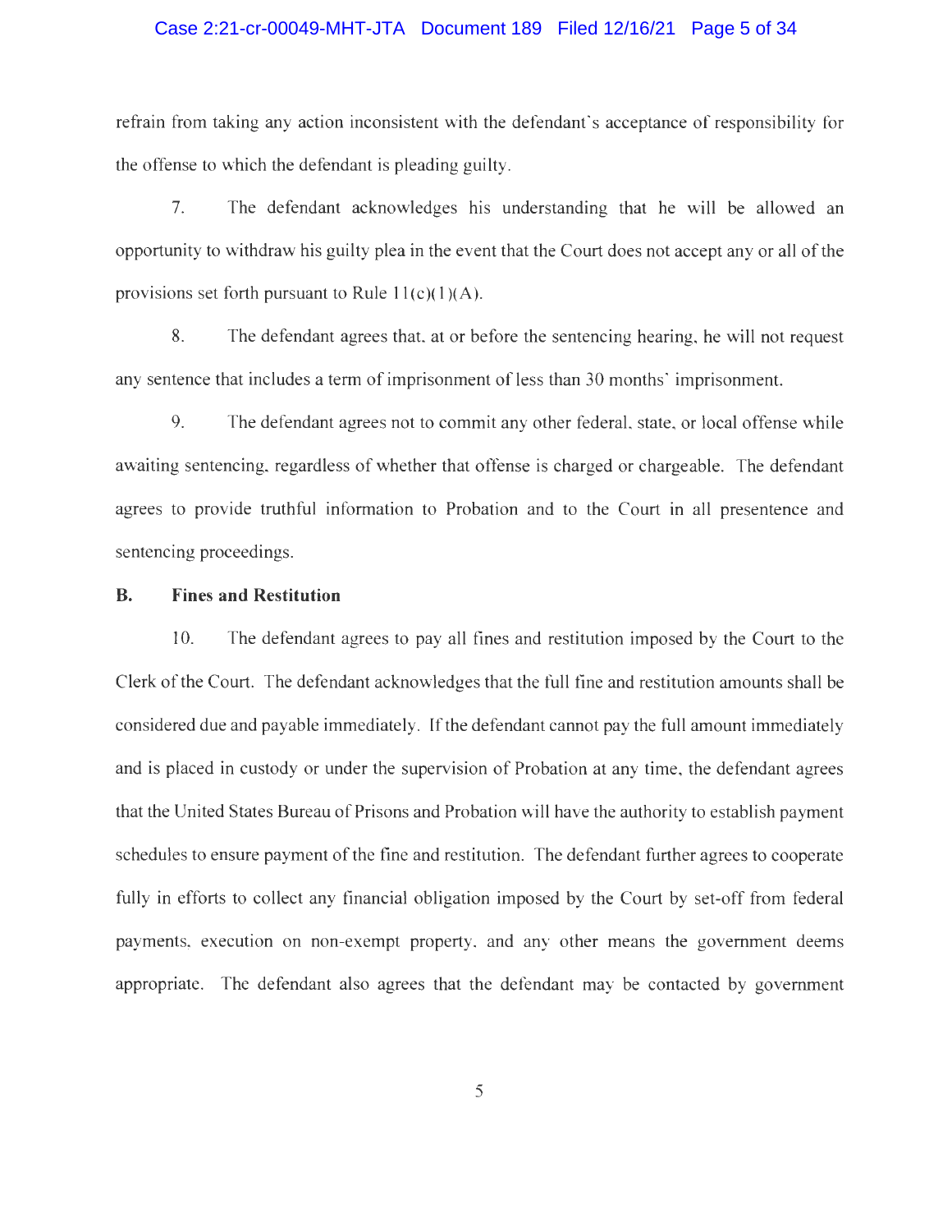refrain from taking any action inconsistent with the defendant's acceptance of responsibility for the offense to which the defendant is pleading guilty.

7. The defendant acknowledges his understanding that he will be allowed an opportunity to withdraw his guilty plea in the event that the Court does not accept any or all of the provisions set forth pursuant to Rule 11(c)(1)(A).

8. The defendant agrees that, at or before the sentencing hearing, he will not request any sentence that includes a term of imprisonment of less than 30 months' imprisonment.

9. The defendant agrees not to commit any other federal, state, or local offense while awaiting sentencing, regardless of whether that offense is charged or chargeable. The defendant agrees to provide truthful information to Probation and to the Court in all presentence and sentencing proceedings.

## B. Fines and Restitution

10. The defendant agrees to pay all fines and restitution imposed by the Court to the Clerk of the Court. The defendant acknowledges that the full fine and restitution amounts shall be considered due and payable immediately. If the defendant cannot pay the full amount immediately and is placed in custody or under the supervision of Probation at any time, the defendant agrees that the United States Bureau of Prisons and Probation will have the authority to establish payment schedules to ensure payment of the fine and restitution. The defendant further agrees to cooperate fully in efforts to collect any financial obligation imposed by the Court by set-off from federal payments, execution on non-exempt property, and any other means the government deems appropriate. The defendant also agrees that the defendant may be contacted by government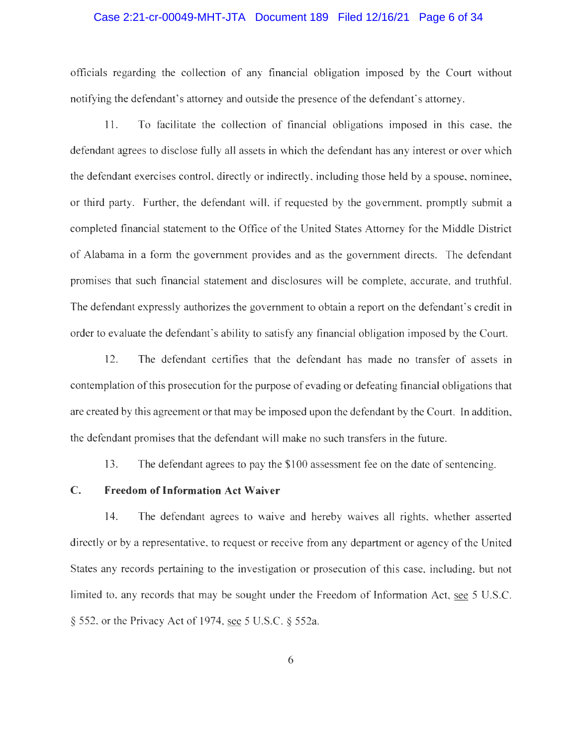officials regarding the collection of any financial obligation imposed by the Court without notifying the defendant's attorney and outside the presence of the defendant's attorney.

11. To facilitate the collection of financial obligations imposed in this case, the defendant agrees to disclose fully all assets in which the defendant has any interest or over which the defendant exercises control, directly or indirectly, including those held by a spouse, nominee, or third party. Further, the defendant will, if requested by the government, promptly submit a completed financial statement to the Office of the United States Attorney for the Middle District of Alabama in a form the government provides and as the government directs. The defendant promises that such financial statement and disclosures will be complete, accurate, and truthful. The defendant expressly authorizes the government to obtain a report on the defendant's credit in order to evaluate the defendant's ability to satisfy any financial obligation imposed by the Court.

12. The defendant certifies that the defendant has made no transfer of assets in contemplation of this prosecution for the purpose of evading or defeating financial obligations that are created by this agreement or that may be imposed upon the defendant by the Court. In addition, the defendant promises that the defendant will make no such transfers in the future.

13. The defendant agrees to pay the $100 assessment fee on the date of sentencing.

**C. Freedom of Information Act Waiver**

14. The defendant agrees to waive and hereby waives all rights, whether asserted directly or by a representative, to request or receive from any department or agency of the United States any records pertaining to the investigation or prosecution of this case, including, but not limited to, any records that may be sought under the Freedom of Information Act, see 5 U.S.C. § 552, or the Privacy Act of 1974, see 5 U.S.C. § 552a.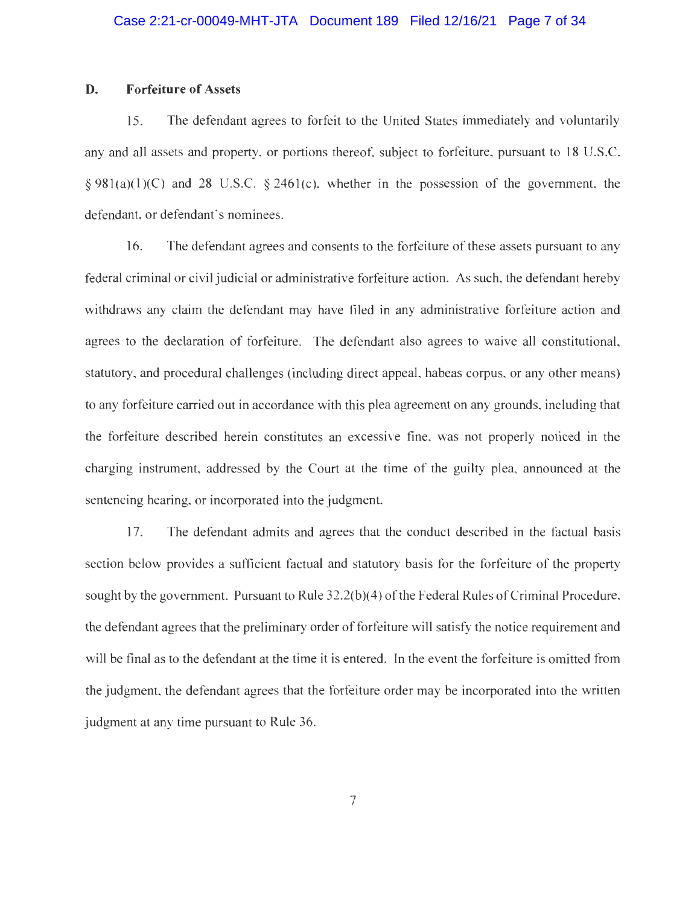## D. Forfeiture of Assets

15. The defendant agrees to forfeit to the United States immediately and voluntarily any and all assets and property, or portions thereof, subject to forfeiture, pursuant to 18 U.S.C. § 981(a)(1)(C) and 28 U.S.C. § 2461(c), whether in the possession of the government, the defendant, or defendant's nominees.

16. The defendant agrees and consents to the forfeiture of these assets pursuant to any federal criminal or civil judicial or administrative forfeiture action. As such, the defendant hereby withdraws any claim the defendant may have filed in any administrative forfeiture action and agrees to the declaration of forfeiture. The defendant also agrees to waive all constitutional, statutory, and procedural challenges (including direct appeal, habeas corpus, or any other means) to any forfeiture carried out in accordance with this plea agreement on any grounds, including that the forfeiture described herein constitutes an excessive fine, was not properly noticed in the charging instrument, addressed by the Court at the time of the guilty plea, announced at the sentencing hearing, or incorporated into the judgment.

17. The defendant admits and agrees that the conduct described in the factual basis section below provides a sufficient factual and statutory basis for the forfeiture of the property sought by the government. Pursuant to Rule 32.2(b)(4) of the Federal Rules of Criminal Procedure, the defendant agrees that the preliminary order of forfeiture will satisfy the notice requirement and will be final as to the defendant at the time it is entered. In the event the forfeiture is omitted from the judgment, the defendant agrees that the forfeiture order may be incorporated into the written judgment at any time pursuant to Rule 36.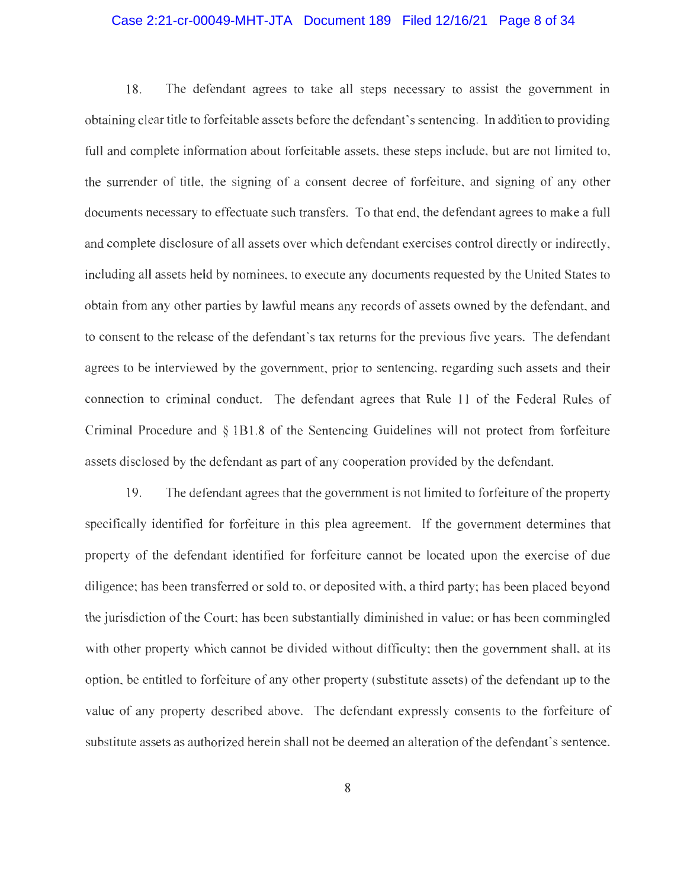18. The defendant agrees to take all steps necessary to assist the government in obtaining clear title to forfeitable assets before the defendant's sentencing. In addition to providing full and complete information about forfeitable assets, these steps include, but are not limited to, the surrender of title, the signing of a consent decree of forfeiture, and signing of any other documents necessary to effectuate such transfers. To that end, the defendant agrees to make a full and complete disclosure of all assets over which defendant exercises control directly or indirectly, including all assets held by nominees, to execute any documents requested by the United States to obtain from any other parties by lawful means any records of assets owned by the defendant, and to consent to the release of the defendant's tax returns for the previous five years. The defendant agrees to be interviewed by the government, prior to sentencing, regarding such assets and their connection to criminal conduct. The defendant agrees that Rule 11 of the Federal Rules of Criminal Procedure and § 1B1.8 of the Sentencing Guidelines will not protect from forfeiture assets disclosed by the defendant as part of any cooperation provided by the defendant.

19. The defendant agrees that the government is not limited to forfeiture of the property specifically identified for forfeiture in this plea agreement. If the government determines that property of the defendant identified for forfeiture cannot be located upon the exercise of due diligence; has been transferred or sold to, or deposited with, a third party; has been placed beyond the jurisdiction of the Court; has been substantially diminished in value; or has been commingled with other property which cannot be divided without difficulty; then the government shall, at its option, be entitled to forfeiture of any other property (substitute assets) of the defendant up to the value of any property described above. The defendant expressly consents to the forfeiture of substitute assets as authorized herein shall not be deemed an alteration of the defendant's sentence.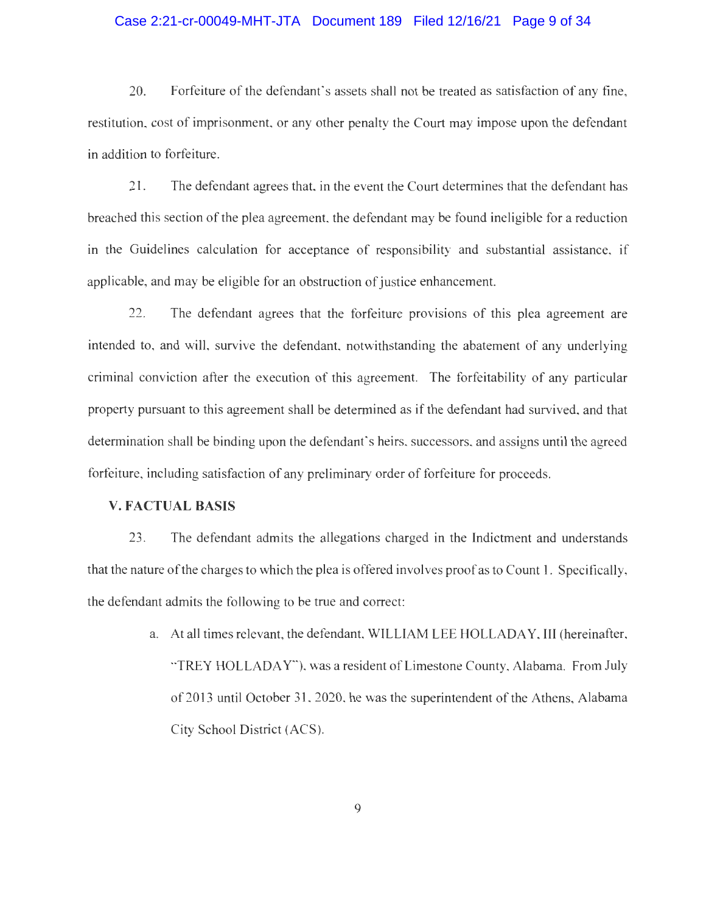20. Forfeiture of the defendant's assets shall not be treated as satisfaction of any fine, restitution, cost of imprisonment, or any other penalty the Court may impose upon the defendant in addition to forfeiture.

21. The defendant agrees that, in the event the Court determines that the defendant has breached this section of the plea agreement, the defendant may be found ineligible for a reduction in the Guidelines calculation for acceptance of responsibility and substantial assistance, if applicable, and may be eligible for an obstruction of justice enhancement.

22. The defendant agrees that the forfeiture provisions of this plea agreement are intended to, and will, survive the defendant, notwithstanding the abatement of any underlying criminal conviction after the execution of this agreement. The forfeitability of any particular property pursuant to this agreement shall be determined as if the defendant had survived, and that determination shall be binding upon the defendant's heirs, successors, and assigns until the agreed forfeiture, including satisfaction of any preliminary order of forfeiture for proceeds.

## V. FACTUAL BASIS

23. The defendant admits the allegations charged in the Indictment and understands that the nature of the charges to which the plea is offered involves proof as to Count 1. Specifically, the defendant admits the following to be true and correct:

a. At all times relevant, the defendant, WILLIAM LEE HOLLADAY, III (hereinafter, "TREY HOLLADAY"), was a resident of Limestone County, Alabama. From July of 2013 until October 31, 2020, he was the superintendent of the Athens, Alabama City School District (ACS).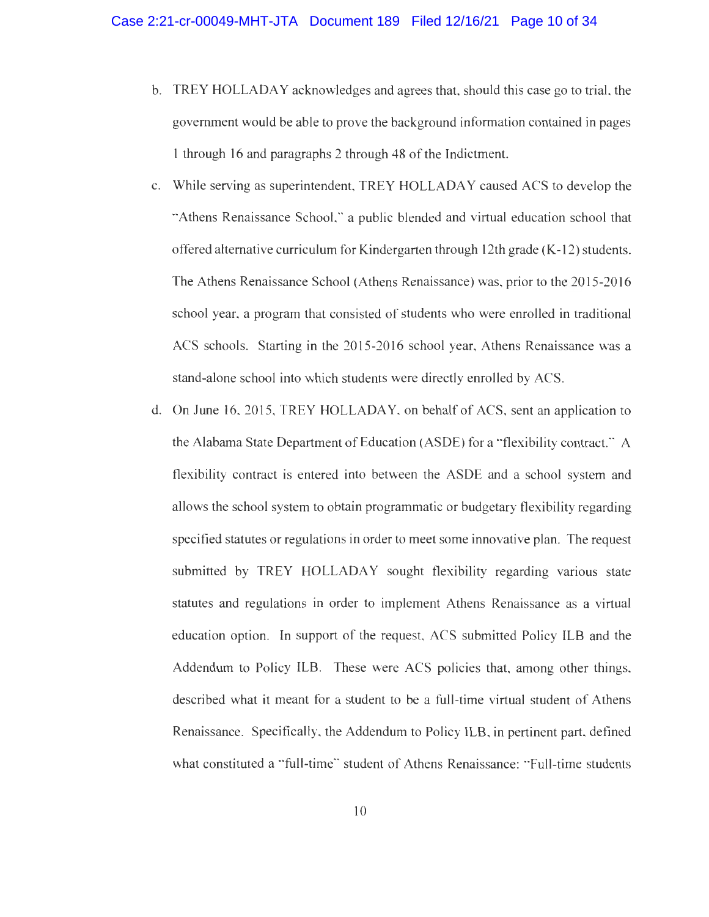b. TREY HOLLADAY acknowledges and agrees that, should this case go to trial, the government would be able to prove the background information contained in pages 1 through 16 and paragraphs 2 through 48 of the Indictment.

c. While serving as superintendent, TREY HOLLADAY caused ACS to develop the "Athens Renaissance School," a public blended and virtual education school that offered alternative curriculum for Kindergarten through 12th grade (K-12) students. The Athens Renaissance School (Athens Renaissance) was, prior to the 2015-2016 school year, a program that consisted of students who were enrolled in traditional ACS schools. Starting in the 2015-2016 school year, Athens Renaissance was a stand-alone school into which students were directly enrolled by ACS.

d. On June 16, 2015, TREY HOLLADAY, on behalf of ACS, sent an application to the Alabama State Department of Education (ASDE) for a "flexibility contract." A flexibility contract is entered into between the ASDE and a school system and allows the school system to obtain programmatic or budgetary flexibility regarding specified statutes or regulations in order to meet some innovative plan. The request submitted by TREY HOLLADAY sought flexibility regarding various state statutes and regulations in order to implement Athens Renaissance as a virtual education option. In support of the request, ACS submitted Policy ILB and the Addendum to Policy ILB. These were ACS policies that, among other things, described what it meant for a student to be a full-time virtual student of Athens Renaissance. Specifically, the Addendum to Policy ILB, in pertinent part, defined what constituted a "full-time" student of Athens Renaissance: "Full-time students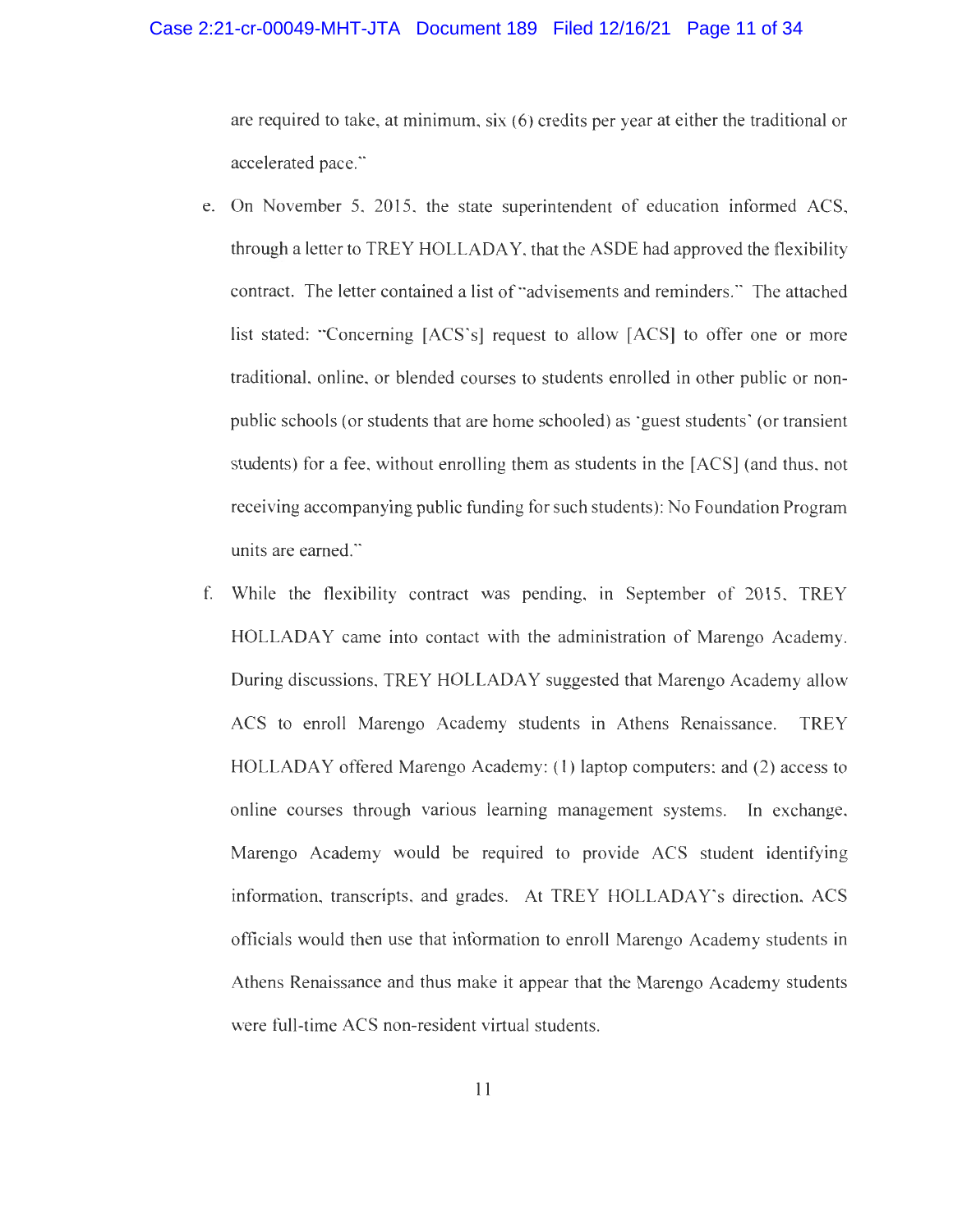are required to take, at minimum, six (6) credits per year at either the traditional or accelerated pace."

e. On November 5, 2015, the state superintendent of education informed ACS, through a letter to TREY HOLLADAY, that the ASDE had approved the flexibility contract. The letter contained a list of "advisements and reminders." The attached list stated: "Concerning [ACS's] request to allow [ACS] to offer one or more traditional, online, or blended courses to students enrolled in other public or non-public schools (or students that are home schooled) as 'guest students' (or transient students) for a fee, without enrolling them as students in the [ACS] (and thus, not receiving accompanying public funding for such students): No Foundation Program units are earned."

f. While the flexibility contract was pending, in September of 2015, TREY HOLLADAY came into contact with the administration of Marengo Academy. During discussions, TREY HOLLADAY suggested that Marengo Academy allow ACS to enroll Marengo Academy students in Athens Renaissance. TREY HOLLADAY offered Marengo Academy: (1) laptop computers; and (2) access to online courses through various learning management systems. In exchange, Marengo Academy would be required to provide ACS student identifying information, transcripts, and grades. At TREY HOLLADAY's direction, ACS officials would then use that information to enroll Marengo Academy students in Athens Renaissance and thus make it appear that the Marengo Academy students were full-time ACS non-resident virtual students.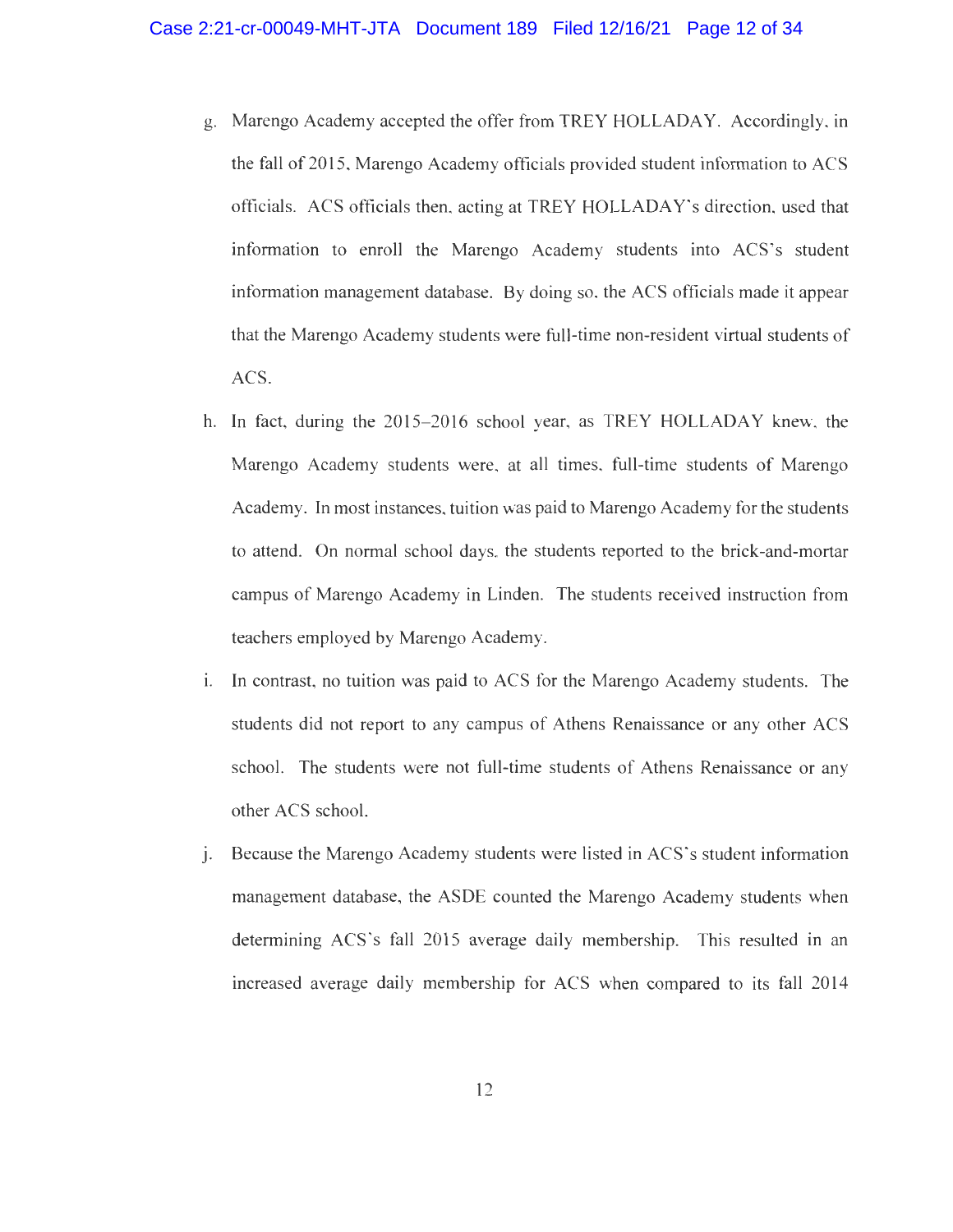g. Marengo Academy accepted the offer from TREY HOLLADAY. Accordingly, in the fall of 2015, Marengo Academy officials provided student information to ACS officials. ACS officials then, acting at TREY HOLLADAY's direction, used that information to enroll the Marengo Academy students into ACS's student information management database. By doing so, the ACS officials made it appear that the Marengo Academy students were full-time non-resident virtual students of ACS.

h. In fact, during the 2015–2016 school year, as TREY HOLLADAY knew, the Marengo Academy students were, at all times, full-time students of Marengo Academy. In most instances, tuition was paid to Marengo Academy for the students to attend. On normal school days, the students reported to the brick-and-mortar campus of Marengo Academy in Linden. The students received instruction from teachers employed by Marengo Academy.

i. In contrast, no tuition was paid to ACS for the Marengo Academy students. The students did not report to any campus of Athens Renaissance or any other ACS school. The students were not full-time students of Athens Renaissance or any other ACS school.

j. Because the Marengo Academy students were listed in ACS's student information management database, the ASDE counted the Marengo Academy students when determining ACS's fall 2015 average daily membership. This resulted in an increased average daily membership for ACS when compared to its fall 2014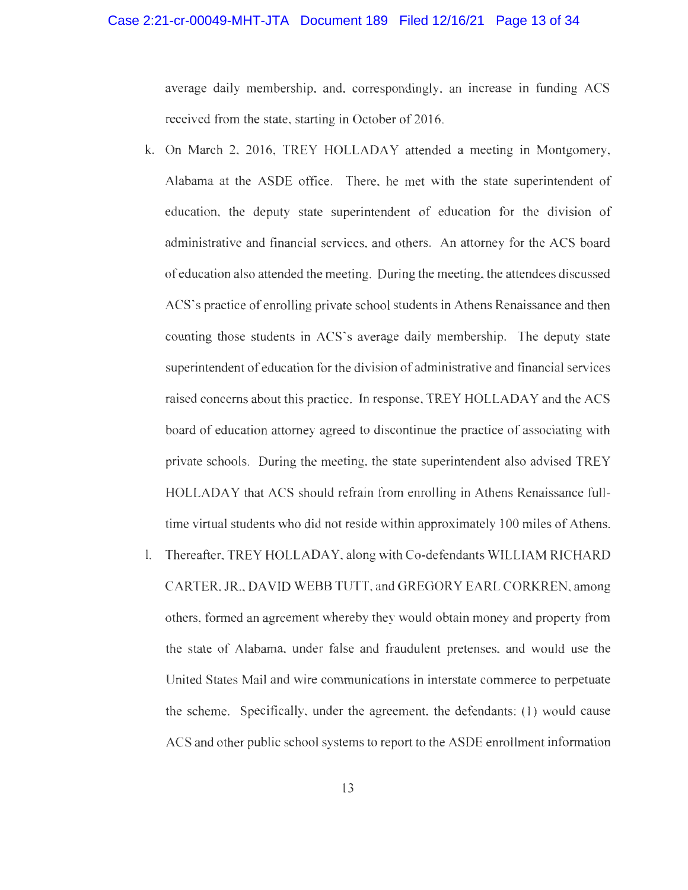average daily membership, and, correspondingly, an increase in funding ACS received from the state, starting in October of 2016.

k. On March 2, 2016, TREY HOLLADAY attended a meeting in Montgomery, Alabama at the ASDE office. There, he met with the state superintendent of education, the deputy state superintendent of education for the division of administrative and financial services, and others. An attorney for the ACS board of education also attended the meeting. During the meeting, the attendees discussed ACS's practice of enrolling private school students in Athens Renaissance and then counting those students in ACS's average daily membership. The deputy state superintendent of education for the division of administrative and financial services raised concerns about this practice. In response, TREY HOLLADAY and the ACS board of education attorney agreed to discontinue the practice of associating with private schools. During the meeting, the state superintendent also advised TREY HOLLADAY that ACS should refrain from enrolling in Athens Renaissance full-time virtual students who did not reside within approximately 100 miles of Athens.

l. Thereafter, TREY HOLLADAY, along with Co-defendants WILLIAM RICHARD CARTER, JR., DAVID WEBB TUTT, and GREGORY EARL CORKREN, among others, formed an agreement whereby they would obtain money and property from the state of Alabama, under false and fraudulent pretenses, and would use the United States Mail and wire communications in interstate commerce to perpetuate the scheme. Specifically, under the agreement, the defendants: (1) would cause ACS and other public school systems to report to the ASDE enrollment information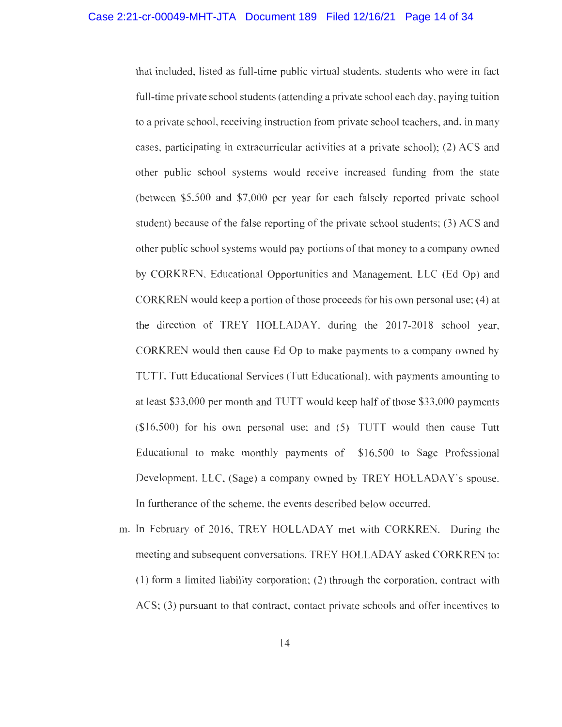that included, listed as full-time public virtual students, students who were in fact full-time private school students (attending a private school each day, paying tuition to a private school, receiving instruction from private school teachers, and, in many cases, participating in extracurricular activities at a private school); (2) ACS and other public school systems would receive increased funding from the state (between $5,500 and $7,000 per year for each falsely reported private school student) because of the false reporting of the private school students; (3) ACS and other public school systems would pay portions of that money to a company owned by CORKREN, Educational Opportunities and Management, LLC (Ed Op) and CORKREN would keep a portion of those proceeds for his own personal use; (4) at the direction of TREY HOLLADAY, during the 2017-2018 school year, CORKREN would then cause Ed Op to make payments to a company owned by TUTT, Tutt Educational Services (Tutt Educational), with payments amounting to at least $33,000 per month and TUTT would keep half of those $33,000 payments ($16,500) for his own personal use; and (5) TUTT would then cause Tutt Educational to make monthly payments of $16,500 to Sage Professional Development, LLC, (Sage) a company owned by TREY HOLLADAY's spouse. In furtherance of the scheme, the events described below occurred.

m. In February of 2016, TREY HOLLADAY met with CORKREN. During the meeting and subsequent conversations, TREY HOLLADAY asked CORKREN to: (1) form a limited liability corporation; (2) through the corporation, contract with ACS; (3) pursuant to that contract, contact private schools and offer incentives to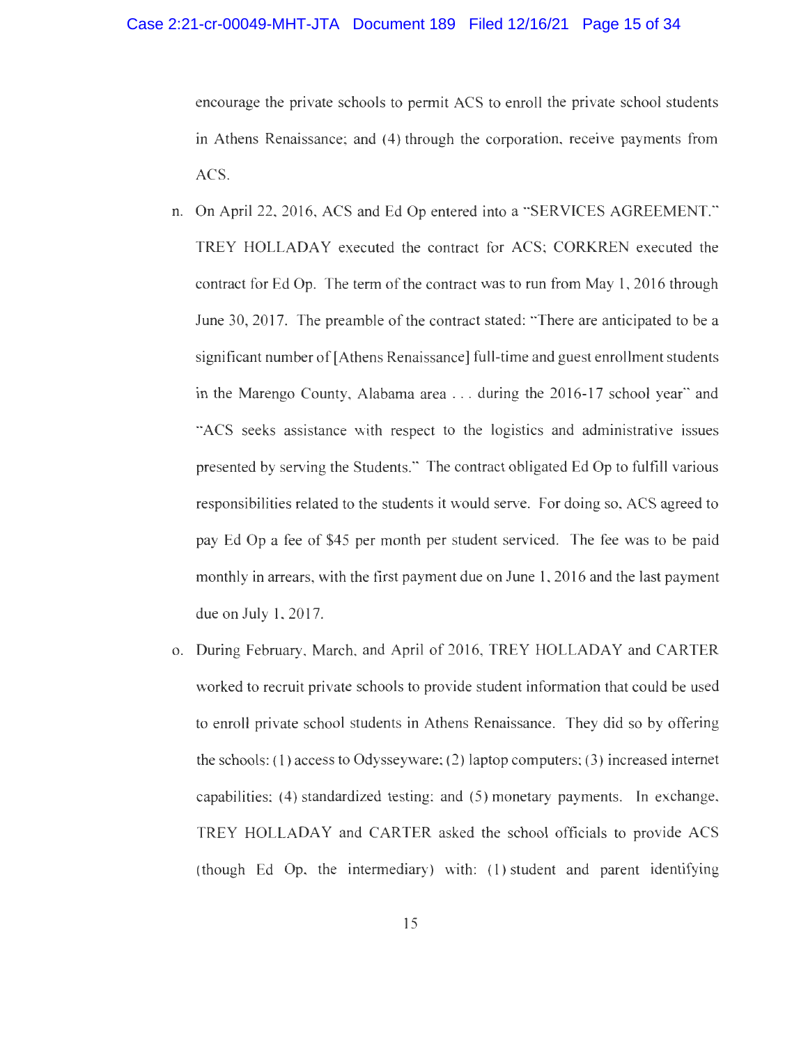encourage the private schools to permit ACS to enroll the private school students in Athens Renaissance; and (4) through the corporation, receive payments from ACS.

n. On April 22, 2016, ACS and Ed Op entered into a "SERVICES AGREEMENT." TREY HOLLADAY executed the contract for ACS; CORKREN executed the contract for Ed Op. The term of the contract was to run from May 1, 2016 through June 30, 2017. The preamble of the contract stated: "There are anticipated to be a significant number of [Athens Renaissance] full-time and guest enrollment students in the Marengo County, Alabama area . . . during the 2016-17 school year" and "ACS seeks assistance with respect to the logistics and administrative issues presented by serving the Students." The contract obligated Ed Op to fulfill various responsibilities related to the students it would serve. For doing so, ACS agreed to pay Ed Op a fee of $45 per month per student serviced. The fee was to be paid monthly in arrears, with the first payment due on June 1, 2016 and the last payment due on July 1, 2017.

o. During February, March, and April of 2016, TREY HOLLADAY and CARTER worked to recruit private schools to provide student information that could be used to enroll private school students in Athens Renaissance. They did so by offering the schools: (1) access to Odysseyware; (2) laptop computers; (3) increased internet capabilities; (4) standardized testing; and (5) monetary payments. In exchange, TREY HOLLADAY and CARTER asked the school officials to provide ACS (though Ed Op, the intermediary) with: (1) student and parent identifying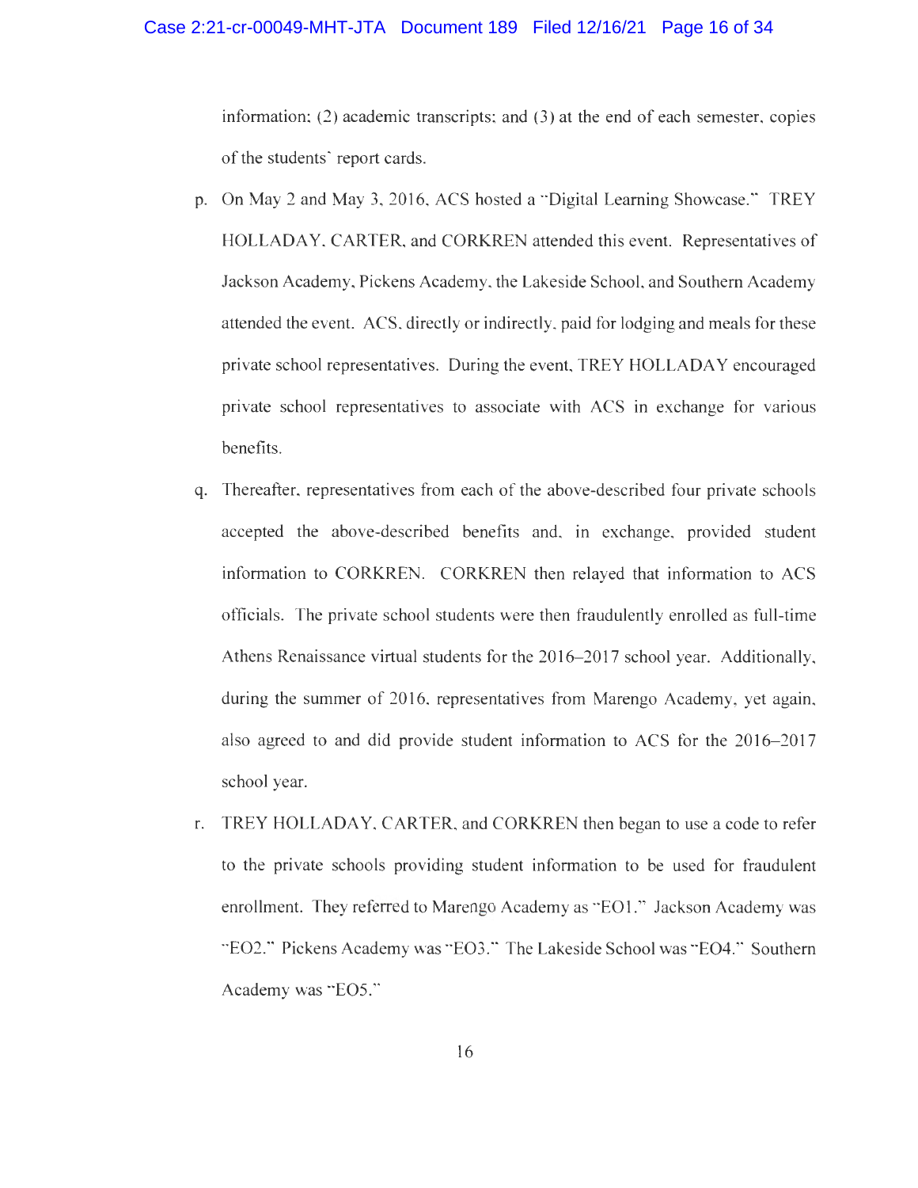information; (2) academic transcripts; and (3) at the end of each semester, copies of the students' report cards.

p. On May 2 and May 3, 2016, ACS hosted a "Digital Learning Showcase." TREY HOLLADAY, CARTER, and CORKREN attended this event. Representatives of Jackson Academy, Pickens Academy, the Lakeside School, and Southern Academy attended the event. ACS, directly or indirectly, paid for lodging and meals for these private school representatives. During the event, TREY HOLLADAY encouraged private school representatives to associate with ACS in exchange for various benefits.

q. Thereafter, representatives from each of the above-described four private schools accepted the above-described benefits and, in exchange, provided student information to CORKREN. CORKREN then relayed that information to ACS officials. The private school students were then fraudulently enrolled as full-time Athens Renaissance virtual students for the 2016–2017 school year. Additionally, during the summer of 2016, representatives from Marengo Academy, yet again, also agreed to and did provide student information to ACS for the 2016–2017 school year.

r. TREY HOLLADAY, CARTER, and CORKREN then began to use a code to refer to the private schools providing student information to be used for fraudulent enrollment. They referred to Marengo Academy as "EO1." Jackson Academy was "EO2." Pickens Academy was "EO3." The Lakeside School was "EO4." Southern Academy was "EO5."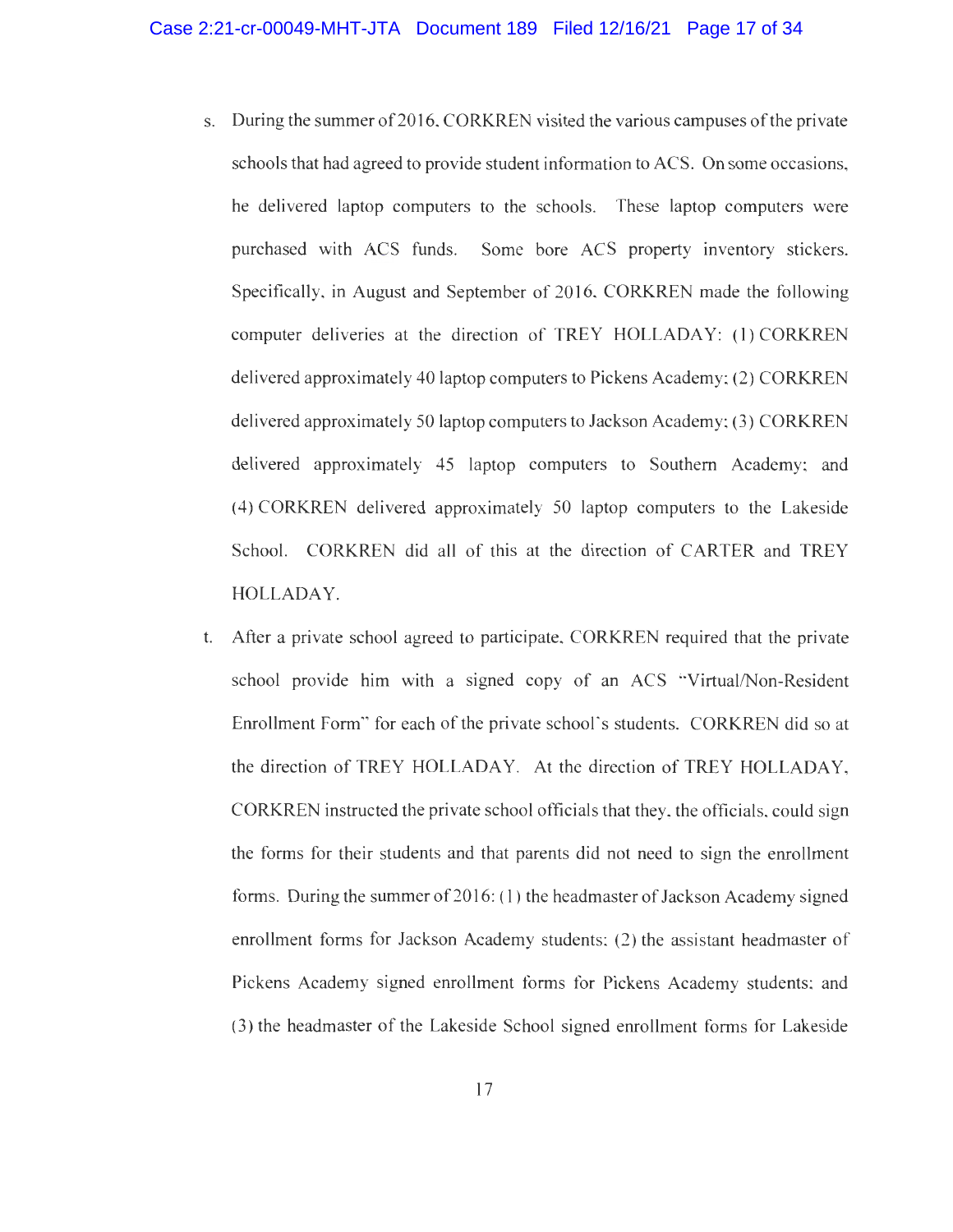s. During the summer of 2016, CORKREN visited the various campuses of the private schools that had agreed to provide student information to ACS. On some occasions, he delivered laptop computers to the schools. These laptop computers were purchased with ACS funds. Some bore ACS property inventory stickers. Specifically, in August and September of 2016, CORKREN made the following computer deliveries at the direction of TREY HOLLADAY: (1) CORKREN delivered approximately 40 laptop computers to Pickens Academy; (2) CORKREN delivered approximately 50 laptop computers to Jackson Academy; (3) CORKREN delivered approximately 45 laptop computers to Southern Academy; and (4) CORKREN delivered approximately 50 laptop computers to the Lakeside School. CORKREN did all of this at the direction of CARTER and TREY HOLLADAY.

t. After a private school agreed to participate, CORKREN required that the private school provide him with a signed copy of an ACS "Virtual/Non-Resident Enrollment Form" for each of the private school's students. CORKREN did so at the direction of TREY HOLLADAY. At the direction of TREY HOLLADAY, CORKREN instructed the private school officials that they, the officials, could sign the forms for their students and that parents did not need to sign the enrollment forms. During the summer of 2016: (1) the headmaster of Jackson Academy signed enrollment forms for Jackson Academy students; (2) the assistant headmaster of Pickens Academy signed enrollment forms for Pickens Academy students; and (3) the headmaster of the Lakeside School signed enrollment forms for Lakeside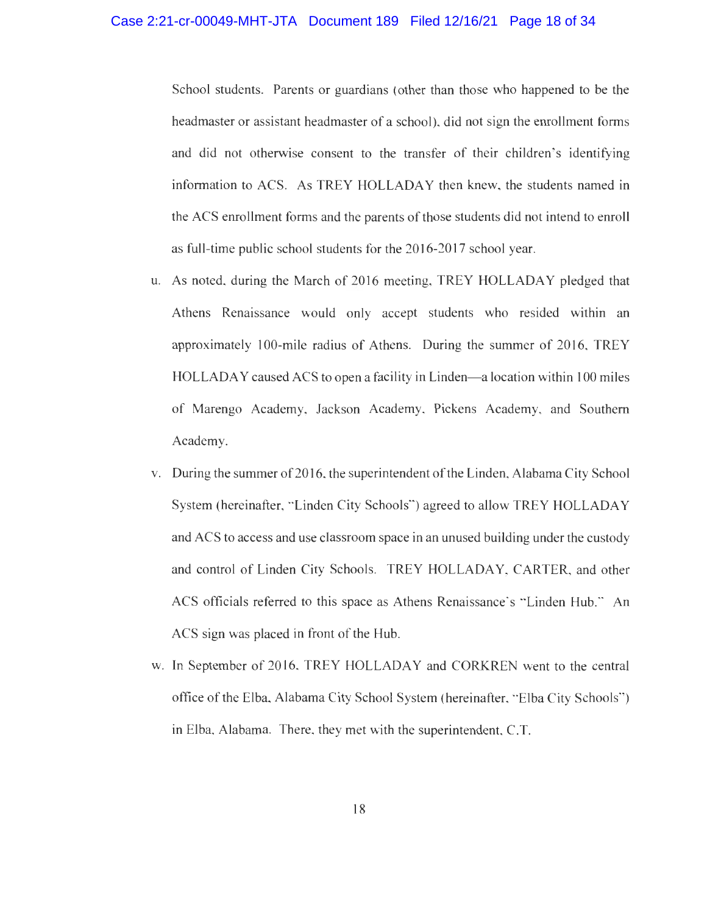School students. Parents or guardians (other than those who happened to be the headmaster or assistant headmaster of a school), did not sign the enrollment forms and did not otherwise consent to the transfer of their children's identifying information to ACS. As TREY HOLLADAY then knew, the students named in the ACS enrollment forms and the parents of those students did not intend to enroll as full-time public school students for the 2016-2017 school year.

u. As noted, during the March of 2016 meeting, TREY HOLLADAY pledged that Athens Renaissance would only accept students who resided within an approximately 100-mile radius of Athens. During the summer of 2016, TREY HOLLADAY caused ACS to open a facility in Linden—a location within 100 miles of Marengo Academy, Jackson Academy, Pickens Academy, and Southern Academy.

v. During the summer of 2016, the superintendent of the Linden, Alabama City School System (hereinafter, "Linden City Schools") agreed to allow TREY HOLLADAY and ACS to access and use classroom space in an unused building under the custody and control of Linden City Schools. TREY HOLLADAY, CARTER, and other ACS officials referred to this space as Athens Renaissance's "Linden Hub." An ACS sign was placed in front of the Hub.

w. In September of 2016, TREY HOLLADAY and CORKREN went to the central office of the Elba, Alabama City School System (hereinafter, "Elba City Schools") in Elba, Alabama. There, they met with the superintendent, C.T.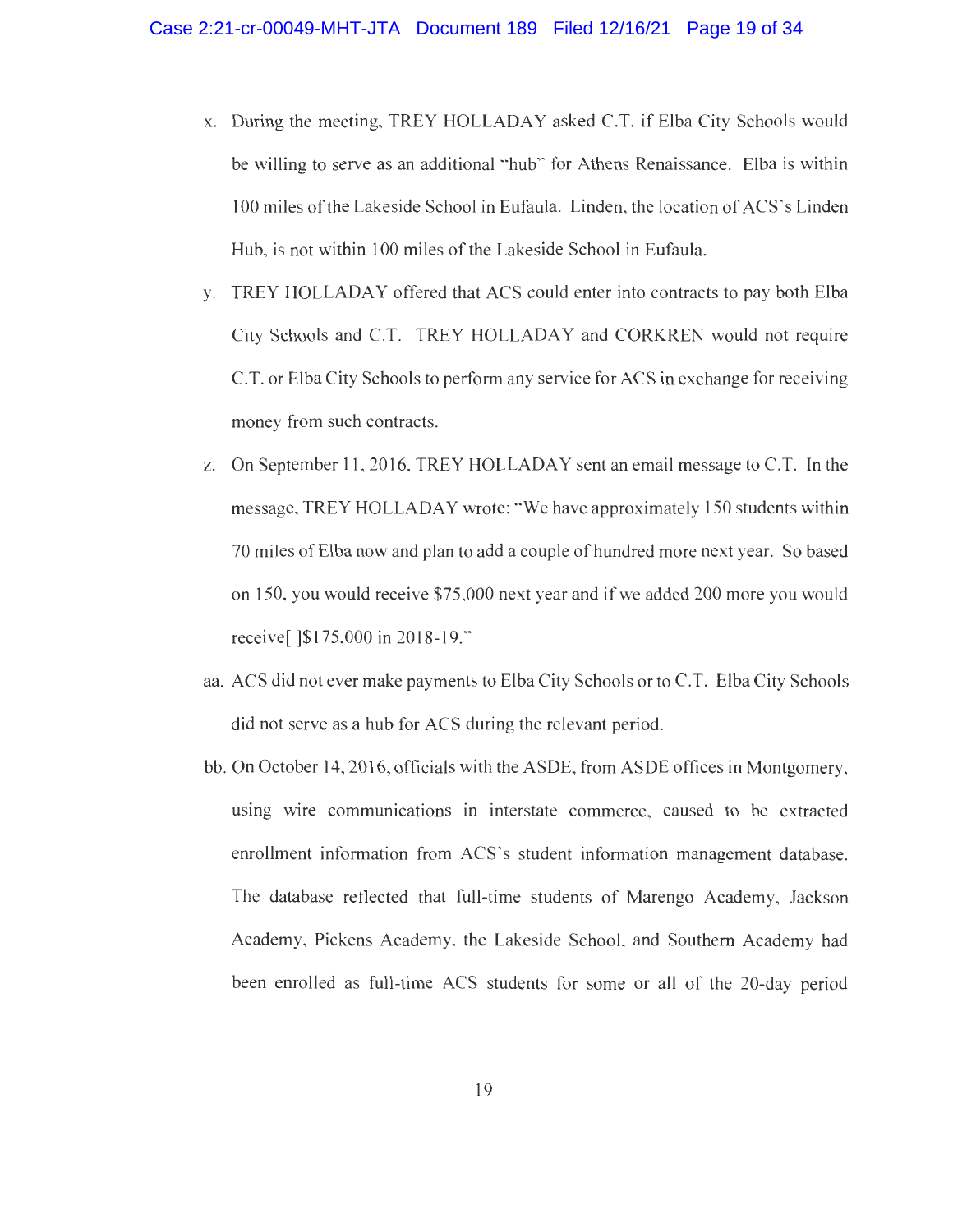x. During the meeting, TREY HOLLADAY asked C.T. if Elba City Schools would be willing to serve as an additional "hub" for Athens Renaissance. Elba is within 100 miles of the Lakeside School in Eufaula. Linden, the location of ACS's Linden Hub, is not within 100 miles of the Lakeside School in Eufaula.

y. TREY HOLLADAY offered that ACS could enter into contracts to pay both Elba City Schools and C.T. TREY HOLLADAY and CORKREN would not require C.T. or Elba City Schools to perform any service for ACS in exchange for receiving money from such contracts.

z. On September 11, 2016, TREY HOLLADAY sent an email message to C.T. In the message, TREY HOLLADAY wrote: "We have approximately 150 students within 70 miles of Elba now and plan to add a couple of hundred more next year. So based on 150, you would receive $75,000 next year and if we added 200 more you would receive[ ]$175,000 in 2018-19."

aa. ACS did not ever make payments to Elba City Schools or to C.T. Elba City Schools did not serve as a hub for ACS during the relevant period.

bb. On October 14, 2016, officials with the ASDE, from ASDE offices in Montgomery, using wire communications in interstate commerce, caused to be extracted enrollment information from ACS's student information management database. The database reflected that full-time students of Marengo Academy, Jackson Academy, Pickens Academy, the Lakeside School, and Southern Academy had been enrolled as full-time ACS students for some or all of the 20-day period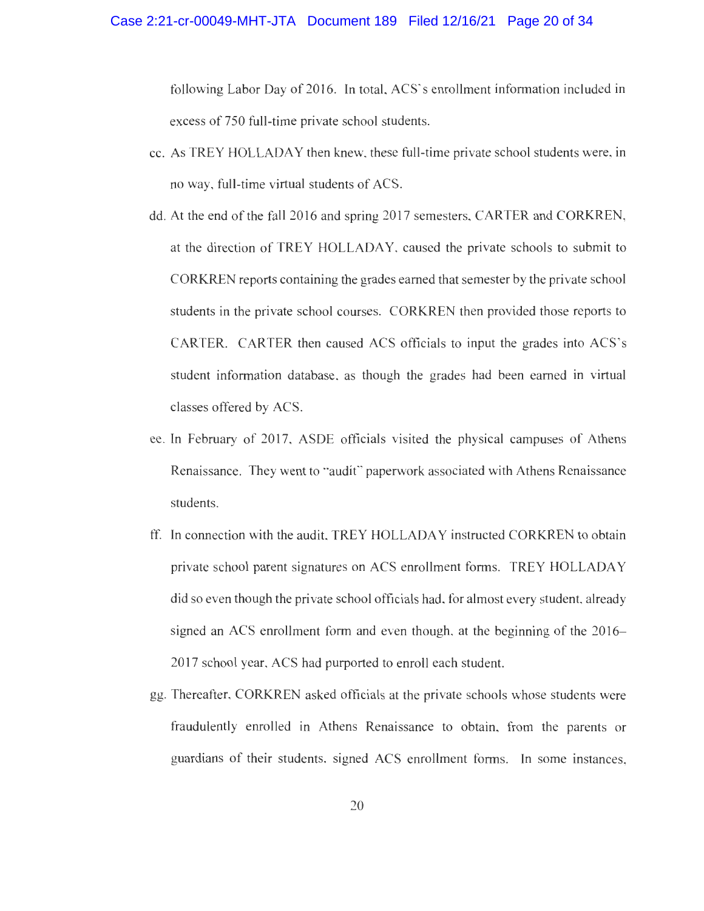following Labor Day of 2016. In total, ACS's enrollment information included in excess of 750 full-time private school students.

cc. As TREY HOLLADAY then knew, these full-time private school students were, in no way, full-time virtual students of ACS.

dd. At the end of the fall 2016 and spring 2017 semesters, CARTER and CORKREN, at the direction of TREY HOLLADAY, caused the private schools to submit to CORKREN reports containing the grades earned that semester by the private school students in the private school courses. CORKREN then provided those reports to CARTER. CARTER then caused ACS officials to input the grades into ACS's student information database, as though the grades had been earned in virtual classes offered by ACS.

ee. In February of 2017, ASDE officials visited the physical campuses of Athens Renaissance. They went to "audit" paperwork associated with Athens Renaissance students.

ff. In connection with the audit, TREY HOLLADAY instructed CORKREN to obtain private school parent signatures on ACS enrollment forms. TREY HOLLADAY did so even though the private school officials had, for almost every student, already signed an ACS enrollment form and even though, at the beginning of the 2016–2017 school year, ACS had purported to enroll each student.

gg. Thereafter, CORKREN asked officials at the private schools whose students were fraudulently enrolled in Athens Renaissance to obtain, from the parents or guardians of their students, signed ACS enrollment forms. In some instances,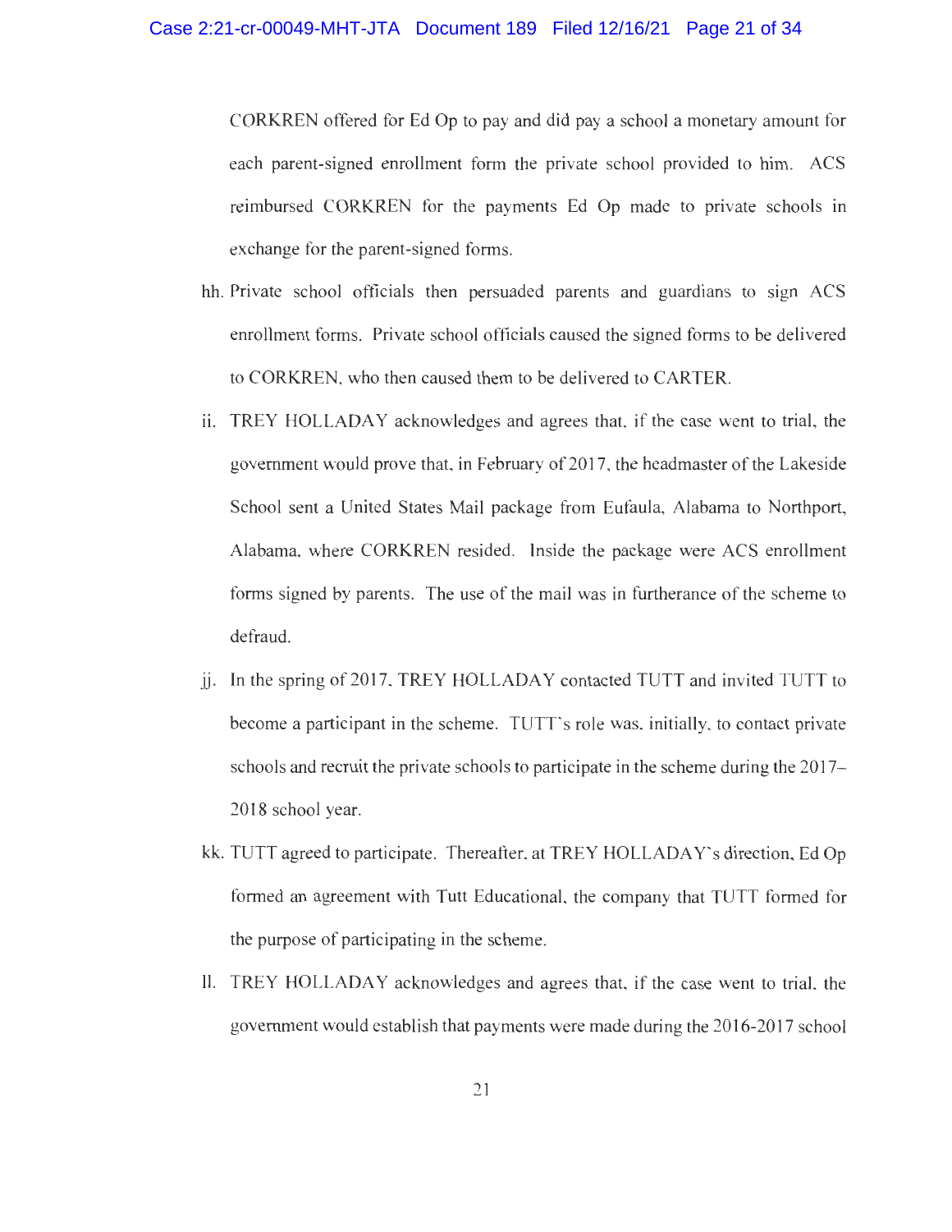CORKREN offered for Ed Op to pay and did pay a school a monetary amount for each parent-signed enrollment form the private school provided to him. ACS reimbursed CORKREN for the payments Ed Op made to private schools in exchange for the parent-signed forms.

hh. Private school officials then persuaded parents and guardians to sign ACS enrollment forms. Private school officials caused the signed forms to be delivered to CORKREN, who then caused them to be delivered to CARTER.

ii. TREY HOLLADAY acknowledges and agrees that, if the case went to trial, the government would prove that, in February of 2017, the headmaster of the Lakeside School sent a United States Mail package from Eufaula, Alabama to Northport, Alabama, where CORKREN resided. Inside the package were ACS enrollment forms signed by parents. The use of the mail was in furtherance of the scheme to defraud.

jj. In the spring of 2017, TREY HOLLADAY contacted TUTT and invited TUTT to become a participant in the scheme. TUTT's role was, initially, to contact private schools and recruit the private schools to participate in the scheme during the 2017–2018 school year.

kk. TUTT agreed to participate. Thereafter, at TREY HOLLADAY's direction, Ed Op formed an agreement with Tutt Educational, the company that TUTT formed for the purpose of participating in the scheme.

ll. TREY HOLLADAY acknowledges and agrees that, if the case went to trial, the government would establish that payments were made during the 2016-2017 school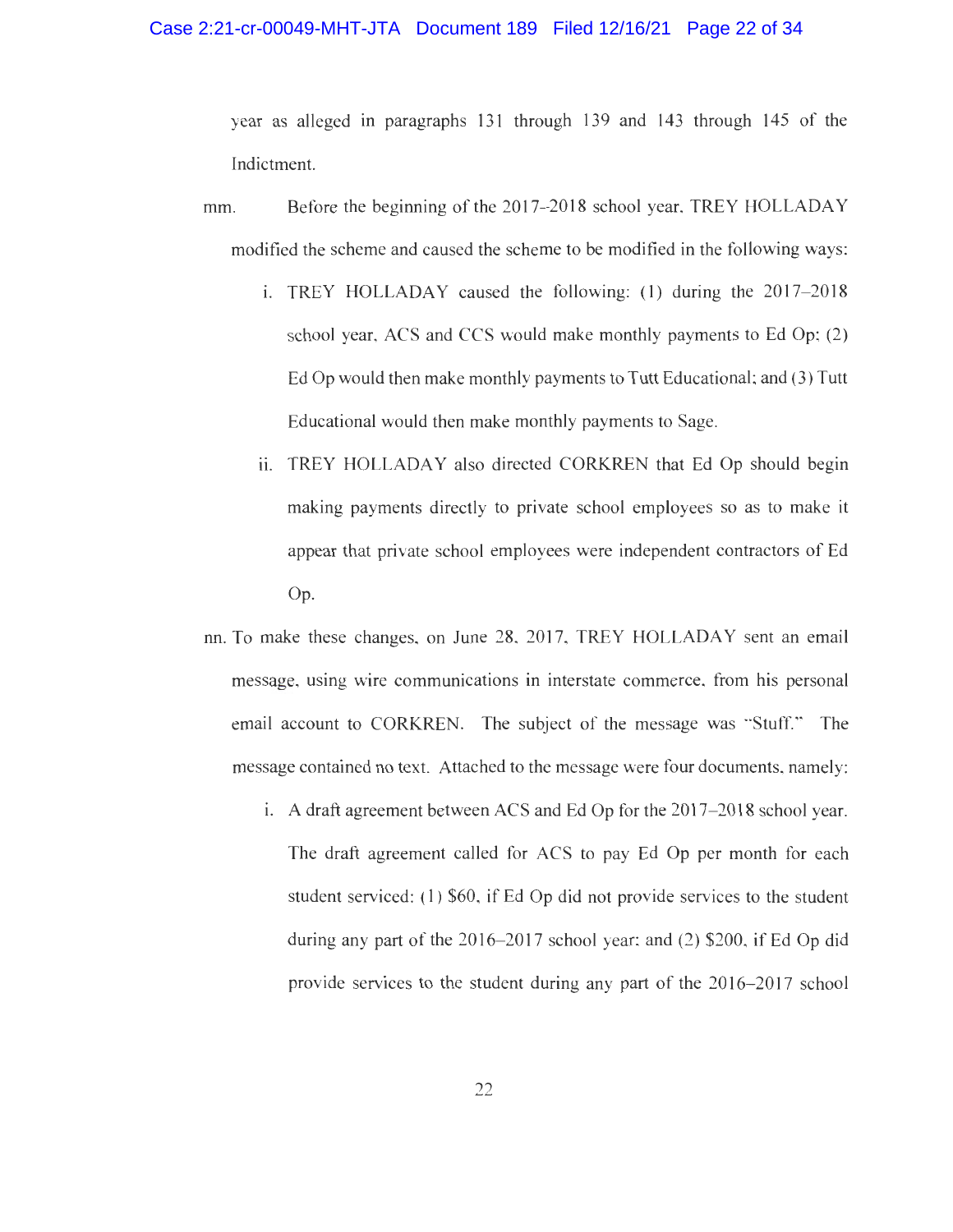year as alleged in paragraphs 131 through 139 and 143 through 145 of the Indictment.

mm. Before the beginning of the 2017–2018 school year, TREY HOLLADAY modified the scheme and caused the scheme to be modified in the following ways:

  i. TREY HOLLADAY caused the following: (1) during the 2017–2018 school year, ACS and CCS would make monthly payments to Ed Op; (2) Ed Op would then make monthly payments to Tutt Educational; and (3) Tutt Educational would then make monthly payments to Sage.

  ii. TREY HOLLADAY also directed CORKREN that Ed Op should begin making payments directly to private school employees so as to make it appear that private school employees were independent contractors of Ed Op.

nn. To make these changes, on June 28, 2017, TREY HOLLADAY sent an email message, using wire communications in interstate commerce, from his personal email account to CORKREN. The subject of the message was "Stuff." The message contained no text. Attached to the message were four documents, namely:

  i. A draft agreement between ACS and Ed Op for the 2017–2018 school year. The draft agreement called for ACS to pay Ed Op per month for each student serviced: (1) $60, if Ed Op did not provide services to the student during any part of the 2016–2017 school year; and (2) $200, if Ed Op did provide services to the student during any part of the 2016–2017 school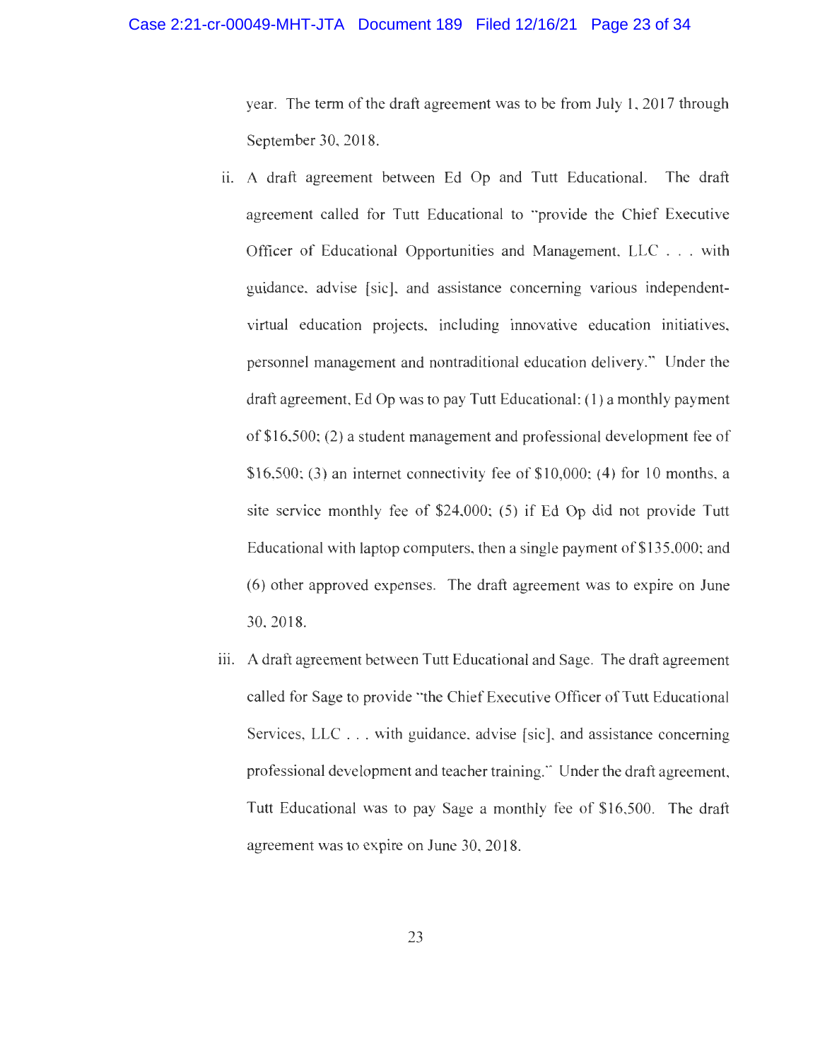year. The term of the draft agreement was to be from July 1, 2017 through September 30, 2018.

ii. A draft agreement between Ed Op and Tutt Educational. The draft agreement called for Tutt Educational to "provide the Chief Executive Officer of Educational Opportunities and Management, LLC . . . with guidance, advise [sic], and assistance concerning various independent-virtual education projects, including innovative education initiatives, personnel management and nontraditional education delivery." Under the draft agreement, Ed Op was to pay Tutt Educational: (1) a monthly payment of $16,500; (2) a student management and professional development fee of $16,500; (3) an internet connectivity fee of $10,000; (4) for 10 months, a site service monthly fee of $24,000; (5) if Ed Op did not provide Tutt Educational with laptop computers, then a single payment of $135,000; and (6) other approved expenses. The draft agreement was to expire on June 30, 2018.

iii. A draft agreement between Tutt Educational and Sage. The draft agreement called for Sage to provide "the Chief Executive Officer of Tutt Educational Services, LLC . . . with guidance, advise [sic], and assistance concerning professional development and teacher training." Under the draft agreement, Tutt Educational was to pay Sage a monthly fee of $16,500. The draft agreement was to expire on June 30, 2018.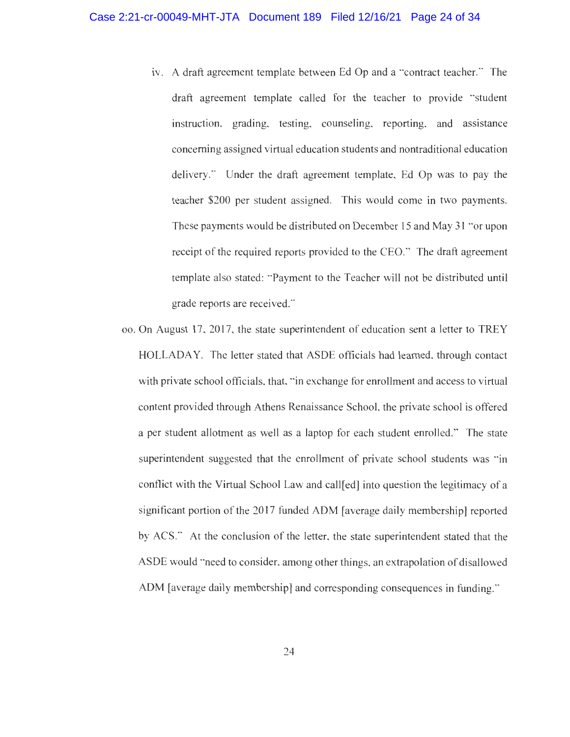iv. A draft agreement template between Ed Op and a "contract teacher." The draft agreement template called for the teacher to provide "student instruction, grading, testing, counseling, reporting, and assistance concerning assigned virtual education students and nontraditional education delivery." Under the draft agreement template, Ed Op was to pay the teacher $200 per student assigned. This would come in two payments. These payments would be distributed on December 15 and May 31 "or upon receipt of the required reports provided to the CEO." The draft agreement template also stated: "Payment to the Teacher will not be distributed until grade reports are received."

oo. On August 17, 2017, the state superintendent of education sent a letter to TREY HOLLADAY. The letter stated that ASDE officials had learned, through contact with private school officials, that, "in exchange for enrollment and access to virtual content provided through Athens Renaissance School, the private school is offered a per student allotment as well as a laptop for each student enrolled." The state superintendent suggested that the enrollment of private school students was "in conflict with the Virtual School Law and call[ed] into question the legitimacy of a significant portion of the 2017 funded ADM [average daily membership] reported by ACS." At the conclusion of the letter, the state superintendent stated that the ASDE would "need to consider, among other things, an extrapolation of disallowed ADM [average daily membership] and corresponding consequences in funding."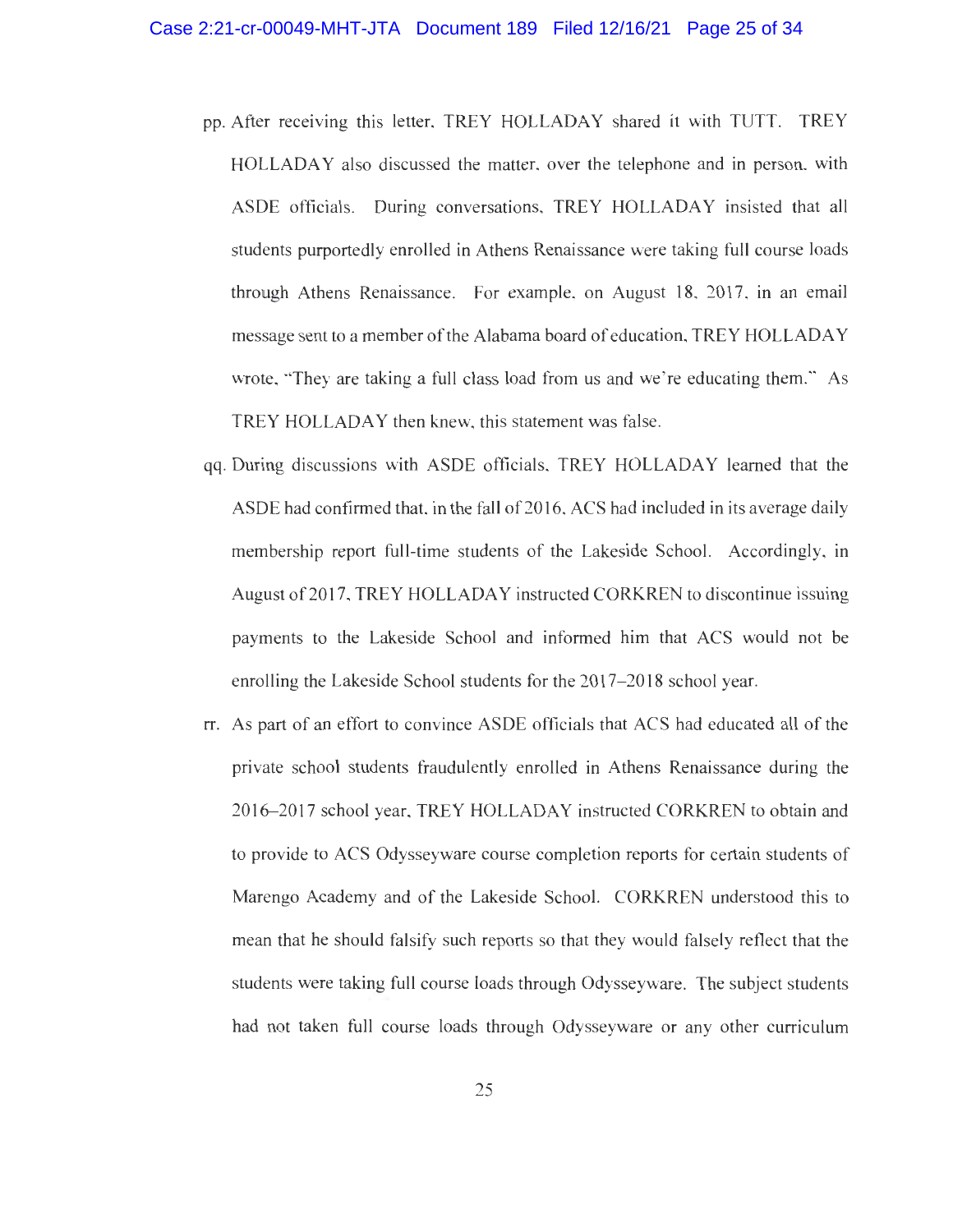pp. After receiving this letter, TREY HOLLADAY shared it with TUTT. TREY HOLLADAY also discussed the matter, over the telephone and in person, with ASDE officials. During conversations, TREY HOLLADAY insisted that all students purportedly enrolled in Athens Renaissance were taking full course loads through Athens Renaissance. For example, on August 18, 2017, in an email message sent to a member of the Alabama board of education, TREY HOLLADAY wrote, "They are taking a full class load from us and we're educating them." As TREY HOLLADAY then knew, this statement was false.

qq. During discussions with ASDE officials, TREY HOLLADAY learned that the ASDE had confirmed that, in the fall of 2016, ACS had included in its average daily membership report full-time students of the Lakeside School. Accordingly, in August of 2017, TREY HOLLADAY instructed CORKREN to discontinue issuing payments to the Lakeside School and informed him that ACS would not be enrolling the Lakeside School students for the 2017–2018 school year.

rr. As part of an effort to convince ASDE officials that ACS had educated all of the private school students fraudulently enrolled in Athens Renaissance during the 2016–2017 school year, TREY HOLLADAY instructed CORKREN to obtain and to provide to ACS Odysseyware course completion reports for certain students of Marengo Academy and of the Lakeside School. CORKREN understood this to mean that he should falsify such reports so that they would falsely reflect that the students were taking full course loads through Odysseyware. The subject students had not taken full course loads through Odysseyware or any other curriculum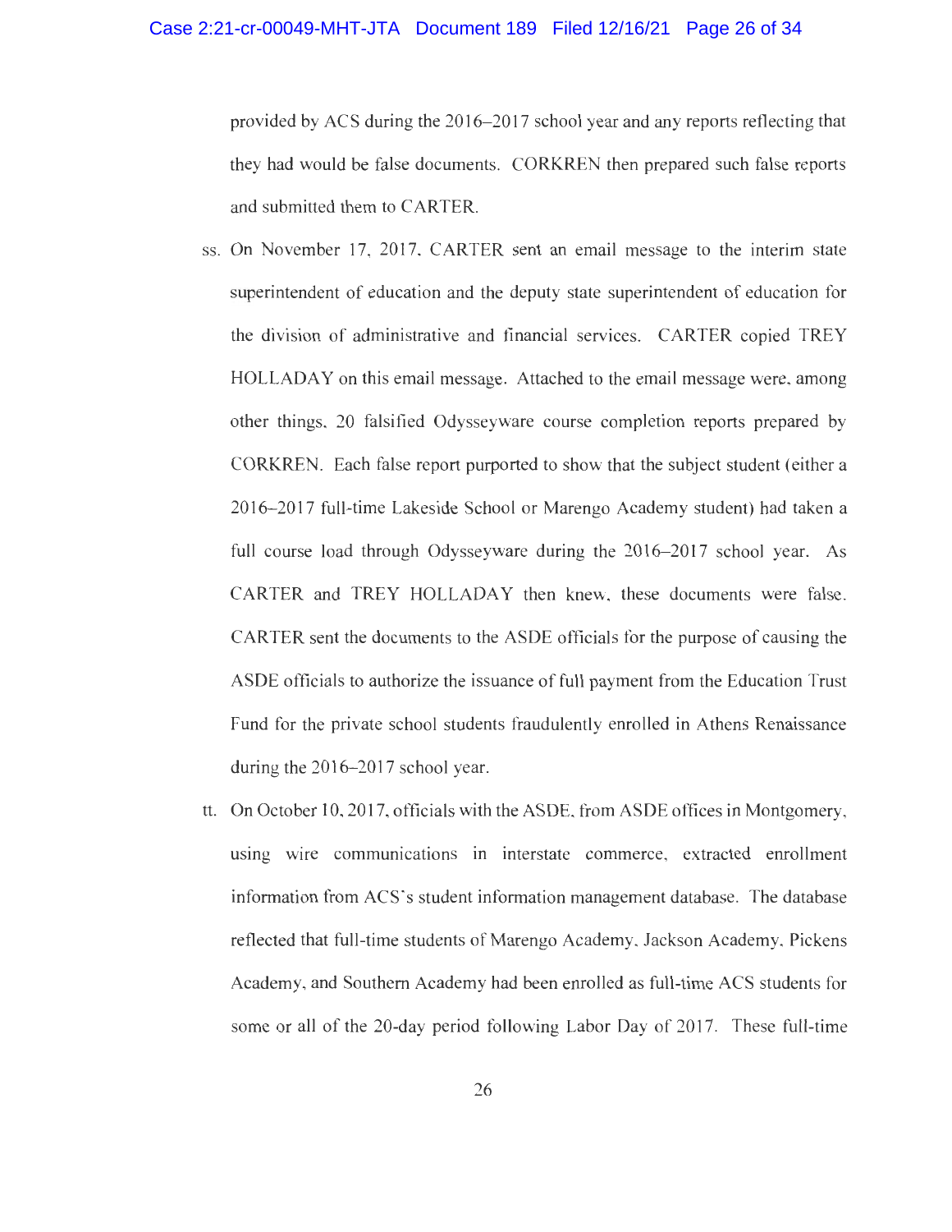provided by ACS during the 2016–2017 school year and any reports reflecting that they had would be false documents. CORKREN then prepared such false reports and submitted them to CARTER.

ss. On November 17, 2017, CARTER sent an email message to the interim state superintendent of education and the deputy state superintendent of education for the division of administrative and financial services. CARTER copied TREY HOLLADAY on this email message. Attached to the email message were, among other things, 20 falsified Odysseyware course completion reports prepared by CORKREN. Each false report purported to show that the subject student (either a 2016–2017 full-time Lakeside School or Marengo Academy student) had taken a full course load through Odysseyware during the 2016–2017 school year. As CARTER and TREY HOLLADAY then knew, these documents were false. CARTER sent the documents to the ASDE officials for the purpose of causing the ASDE officials to authorize the issuance of full payment from the Education Trust Fund for the private school students fraudulently enrolled in Athens Renaissance during the 2016–2017 school year.

tt. On October 10, 2017, officials with the ASDE, from ASDE offices in Montgomery, using wire communications in interstate commerce, extracted enrollment information from ACS's student information management database. The database reflected that full-time students of Marengo Academy, Jackson Academy, Pickens Academy, and Southern Academy had been enrolled as full-time ACS students for some or all of the 20-day period following Labor Day of 2017. These full-time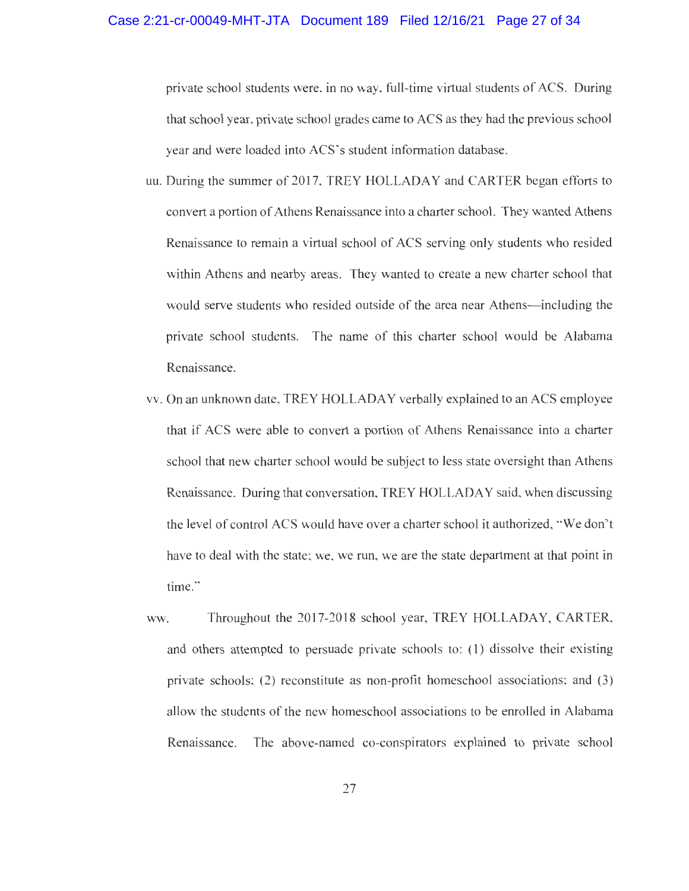private school students were, in no way, full-time virtual students of ACS. During that school year, private school grades came to ACS as they had the previous school year and were loaded into ACS's student information database.

uu. During the summer of 2017, TREY HOLLADAY and CARTER began efforts to convert a portion of Athens Renaissance into a charter school. They wanted Athens Renaissance to remain a virtual school of ACS serving only students who resided within Athens and nearby areas. They wanted to create a new charter school that would serve students who resided outside of the area near Athens—including the private school students. The name of this charter school would be Alabama Renaissance.

vv. On an unknown date, TREY HOLLADAY verbally explained to an ACS employee that if ACS were able to convert a portion of Athens Renaissance into a charter school that new charter school would be subject to less state oversight than Athens Renaissance. During that conversation, TREY HOLLADAY said, when discussing the level of control ACS would have over a charter school it authorized, "We don't have to deal with the state; we, we run, we are the state department at that point in time."

ww. Throughout the 2017-2018 school year, TREY HOLLADAY, CARTER, and others attempted to persuade private schools to: (1) dissolve their existing private schools; (2) reconstitute as non-profit homeschool associations; and (3) allow the students of the new homeschool associations to be enrolled in Alabama Renaissance. The above-named co-conspirators explained to private school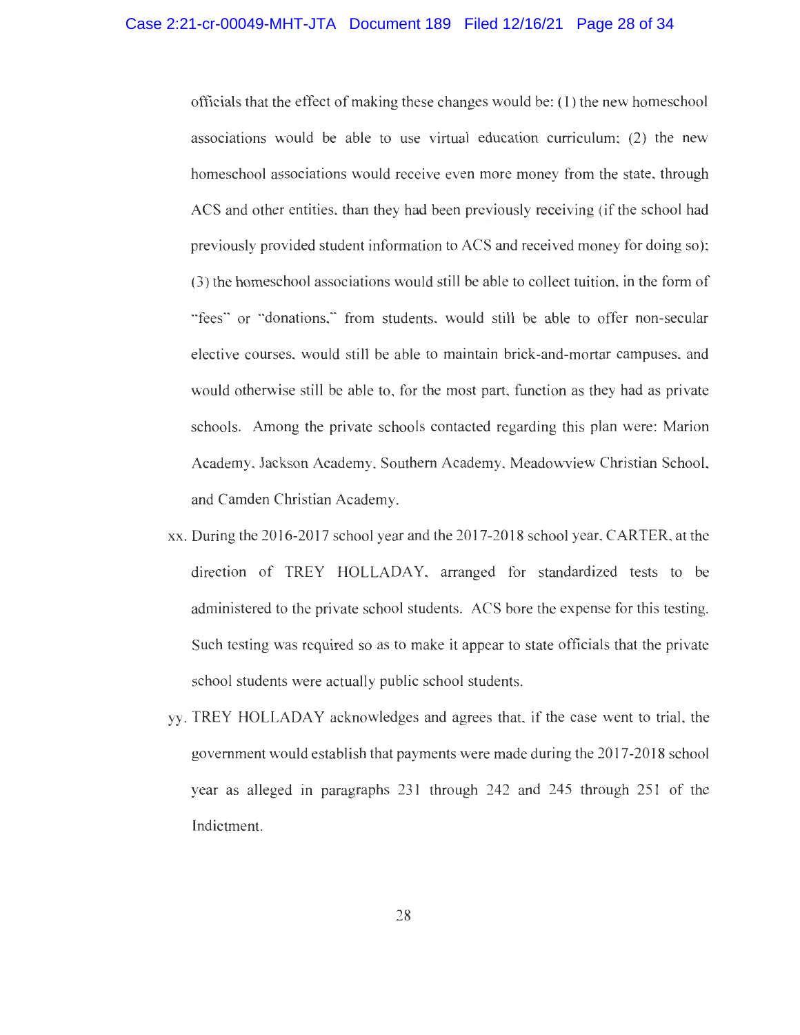officials that the effect of making these changes would be: (1) the new homeschool associations would be able to use virtual education curriculum; (2) the new homeschool associations would receive even more money from the state, through ACS and other entities, than they had been previously receiving (if the school had previously provided student information to ACS and received money for doing so); (3) the homeschool associations would still be able to collect tuition, in the form of "fees" or "donations," from students, would still be able to offer non-secular elective courses, would still be able to maintain brick-and-mortar campuses, and would otherwise still be able to, for the most part, function as they had as private schools. Among the private schools contacted regarding this plan were: Marion Academy, Jackson Academy, Southern Academy, Meadowview Christian School, and Camden Christian Academy.

xx. During the 2016-2017 school year and the 2017-2018 school year, CARTER, at the direction of TREY HOLLADAY, arranged for standardized tests to be administered to the private school students. ACS bore the expense for this testing. Such testing was required so as to make it appear to state officials that the private school students were actually public school students.

yy. TREY HOLLADAY acknowledges and agrees that, if the case went to trial, the government would establish that payments were made during the 2017-2018 school year as alleged in paragraphs 231 through 242 and 245 through 251 of the Indictment.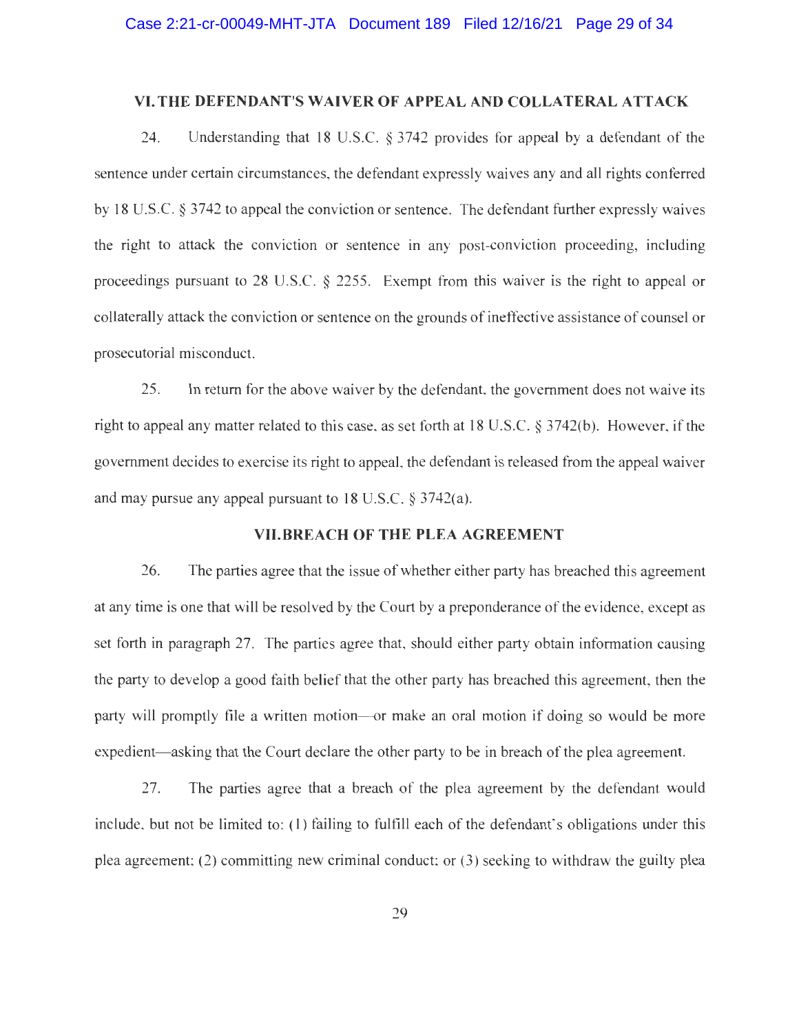## VI. THE DEFENDANT'S WAIVER OF APPEAL AND COLLATERAL ATTACK

24. Understanding that 18 U.S.C. § 3742 provides for appeal by a defendant of the sentence under certain circumstances, the defendant expressly waives any and all rights conferred by 18 U.S.C. § 3742 to appeal the conviction or sentence. The defendant further expressly waives the right to attack the conviction or sentence in any post-conviction proceeding, including proceedings pursuant to 28 U.S.C. § 2255. Exempt from this waiver is the right to appeal or collaterally attack the conviction or sentence on the grounds of ineffective assistance of counsel or prosecutorial misconduct.

25. In return for the above waiver by the defendant, the government does not waive its right to appeal any matter related to this case, as set forth at 18 U.S.C. § 3742(b). However, if the government decides to exercise its right to appeal, the defendant is released from the appeal waiver and may pursue any appeal pursuant to 18 U.S.C. § 3742(a).

## VII. BREACH OF THE PLEA AGREEMENT

26. The parties agree that the issue of whether either party has breached this agreement at any time is one that will be resolved by the Court by a preponderance of the evidence, except as set forth in paragraph 27. The parties agree that, should either party obtain information causing the party to develop a good faith belief that the other party has breached this agreement, then the party will promptly file a written motion—or make an oral motion if doing so would be more expedient—asking that the Court declare the other party to be in breach of the plea agreement.

27. The parties agree that a breach of the plea agreement by the defendant would include, but not be limited to: (1) failing to fulfill each of the defendant's obligations under this plea agreement; (2) committing new criminal conduct; or (3) seeking to withdraw the guilty plea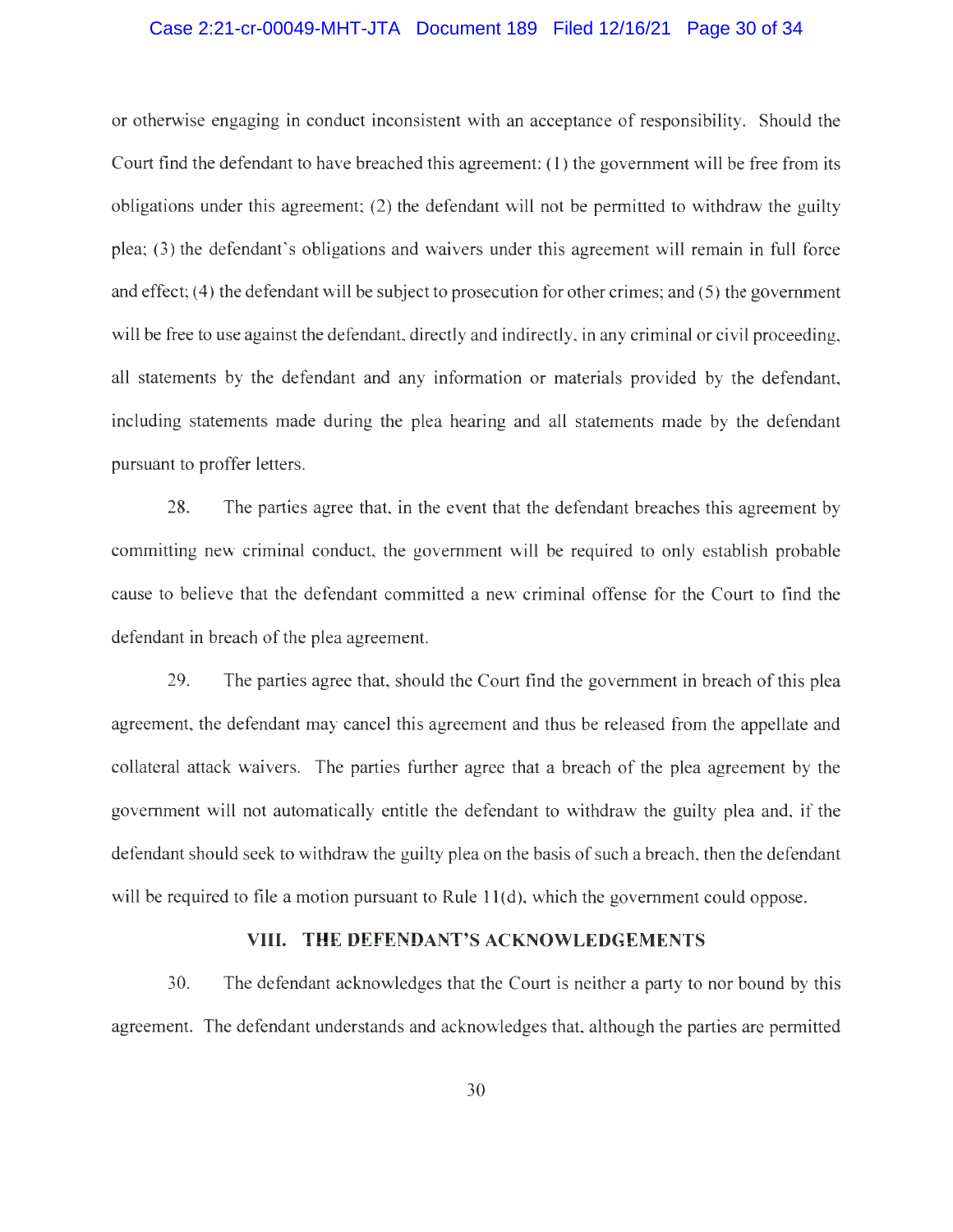or otherwise engaging in conduct inconsistent with an acceptance of responsibility. Should the Court find the defendant to have breached this agreement: (1) the government will be free from its obligations under this agreement; (2) the defendant will not be permitted to withdraw the guilty plea; (3) the defendant's obligations and waivers under this agreement will remain in full force and effect; (4) the defendant will be subject to prosecution for other crimes; and (5) the government will be free to use against the defendant, directly and indirectly, in any criminal or civil proceeding, all statements by the defendant and any information or materials provided by the defendant, including statements made during the plea hearing and all statements made by the defendant pursuant to proffer letters.

28. The parties agree that, in the event that the defendant breaches this agreement by committing new criminal conduct, the government will be required to only establish probable cause to believe that the defendant committed a new criminal offense for the Court to find the defendant in breach of the plea agreement.

29. The parties agree that, should the Court find the government in breach of this plea agreement, the defendant may cancel this agreement and thus be released from the appellate and collateral attack waivers. The parties further agree that a breach of the plea agreement by the government will not automatically entitle the defendant to withdraw the guilty plea and, if the defendant should seek to withdraw the guilty plea on the basis of such a breach, then the defendant will be required to file a motion pursuant to Rule 11(d), which the government could oppose.

## VIII. THE DEFENDANT'S ACKNOWLEDGEMENTS

30. The defendant acknowledges that the Court is neither a party to nor bound by this agreement. The defendant understands and acknowledges that, although the parties are permitted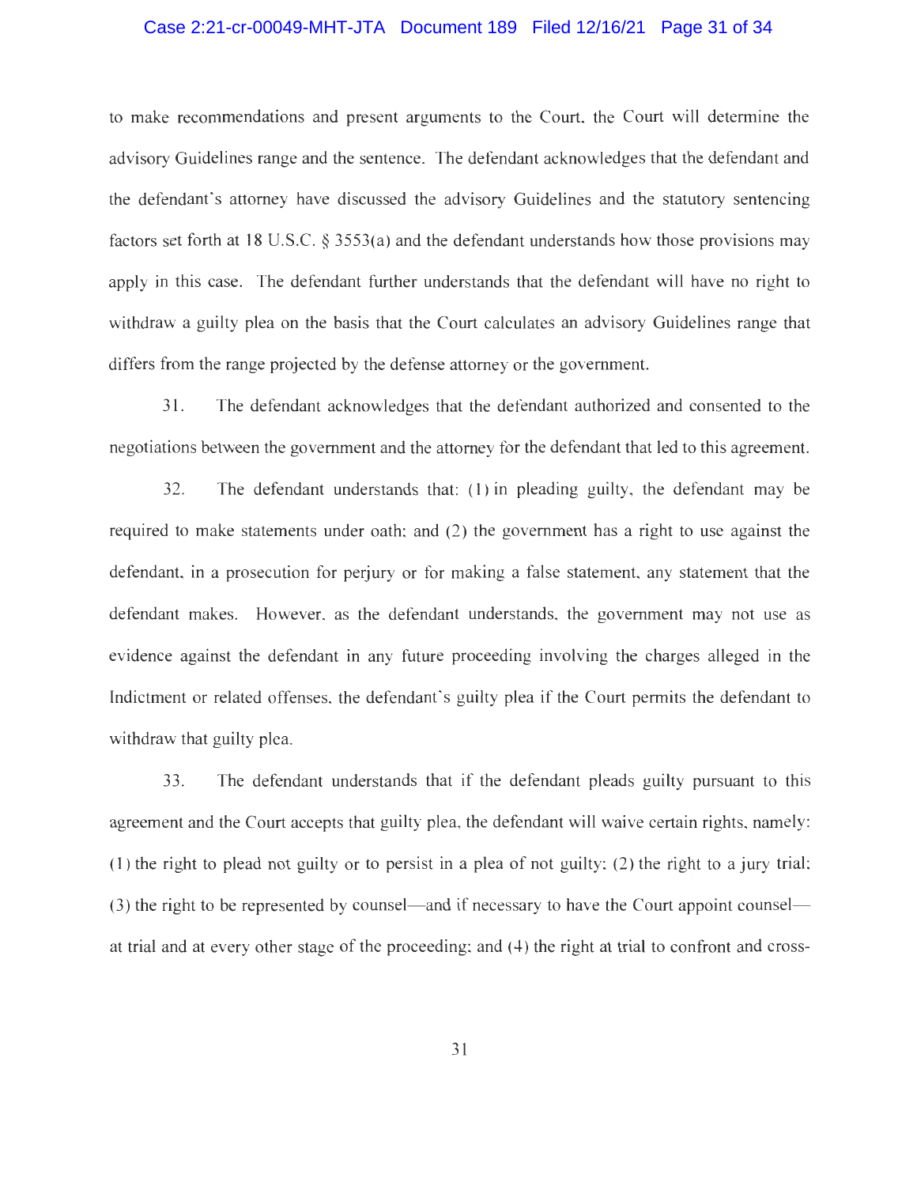to make recommendations and present arguments to the Court, the Court will determine the advisory Guidelines range and the sentence. The defendant acknowledges that the defendant and the defendant's attorney have discussed the advisory Guidelines and the statutory sentencing factors set forth at 18 U.S.C. § 3553(a) and the defendant understands how those provisions may apply in this case. The defendant further understands that the defendant will have no right to withdraw a guilty plea on the basis that the Court calculates an advisory Guidelines range that differs from the range projected by the defense attorney or the government.

31. The defendant acknowledges that the defendant authorized and consented to the negotiations between the government and the attorney for the defendant that led to this agreement.

32. The defendant understands that: (1) in pleading guilty, the defendant may be required to make statements under oath; and (2) the government has a right to use against the defendant, in a prosecution for perjury or for making a false statement, any statement that the defendant makes. However, as the defendant understands, the government may not use as evidence against the defendant in any future proceeding involving the charges alleged in the Indictment or related offenses, the defendant's guilty plea if the Court permits the defendant to withdraw that guilty plea.

33. The defendant understands that if the defendant pleads guilty pursuant to this agreement and the Court accepts that guilty plea, the defendant will waive certain rights, namely: (1) the right to plead not guilty or to persist in a plea of not guilty; (2) the right to a jury trial; (3) the right to be represented by counsel—and if necessary to have the Court appoint counsel—at trial and at every other stage of the proceeding; and (4) the right at trial to confront and cross-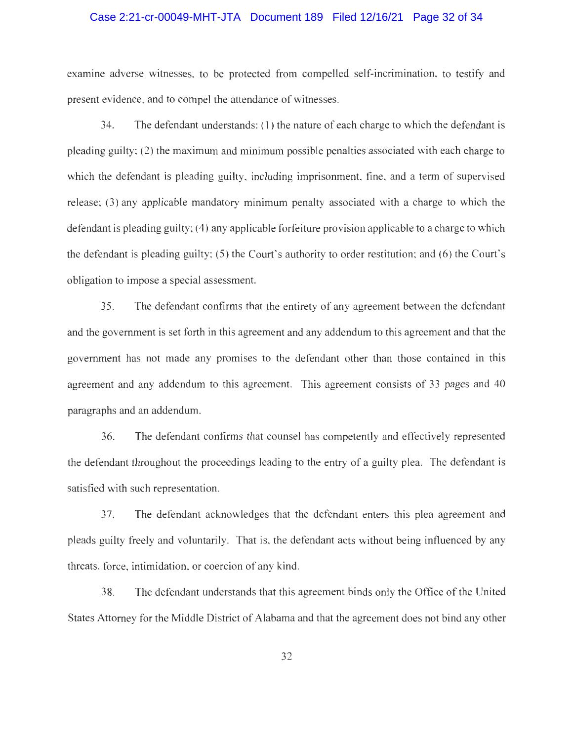examine adverse witnesses, to be protected from compelled self-incrimination, to testify and present evidence, and to compel the attendance of witnesses.

34. The defendant understands: (1) the nature of each charge to which the defendant is pleading guilty; (2) the maximum and minimum possible penalties associated with each charge to which the defendant is pleading guilty, including imprisonment, fine, and a term of supervised release; (3) any applicable mandatory minimum penalty associated with a charge to which the defendant is pleading guilty; (4) any applicable forfeiture provision applicable to a charge to which the defendant is pleading guilty; (5) the Court's authority to order restitution; and (6) the Court's obligation to impose a special assessment.

35. The defendant confirms that the entirety of any agreement between the defendant and the government is set forth in this agreement and any addendum to this agreement and that the government has not made any promises to the defendant other than those contained in this agreement and any addendum to this agreement. This agreement consists of 33 pages and 40 paragraphs and an addendum.

36. The defendant confirms that counsel has competently and effectively represented the defendant throughout the proceedings leading to the entry of a guilty plea. The defendant is satisfied with such representation.

37. The defendant acknowledges that the defendant enters this plea agreement and pleads guilty freely and voluntarily. That is, the defendant acts without being influenced by any threats, force, intimidation, or coercion of any kind.

38. The defendant understands that this agreement binds only the Office of the United States Attorney for the Middle District of Alabama and that the agreement does not bind any other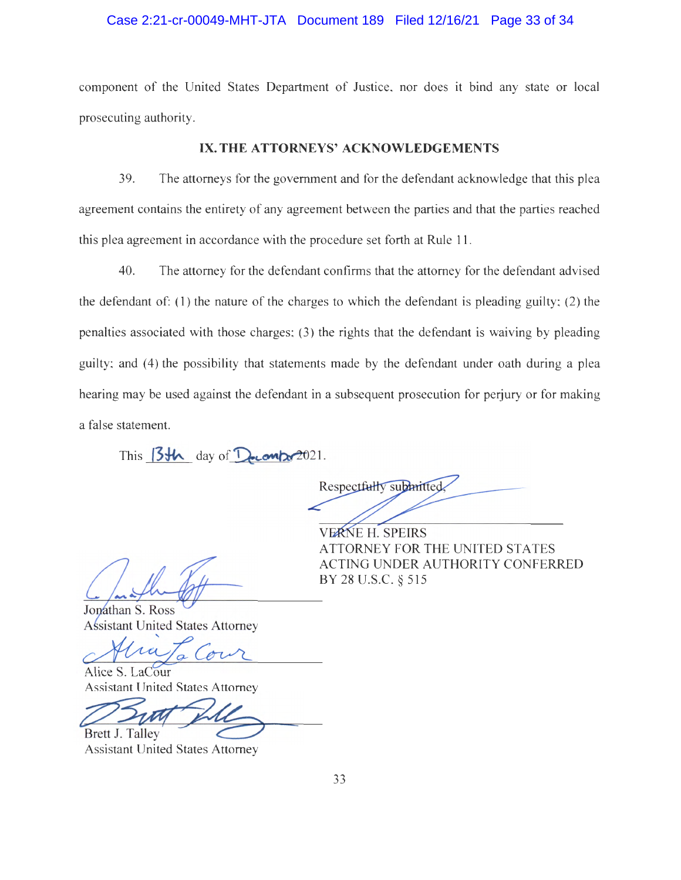component of the United States Department of Justice, nor does it bind any state or local prosecuting authority.

## IX. THE ATTORNEYS' ACKNOWLEDGEMENTS

39. The attorneys for the government and for the defendant acknowledge that this plea agreement contains the entirety of any agreement between the parties and that the parties reached this plea agreement in accordance with the procedure set forth at Rule 11.

40. The attorney for the defendant confirms that the attorney for the defendant advised the defendant of: (1) the nature of the charges to which the defendant is pleading guilty; (2) the penalties associated with those charges; (3) the rights that the defendant is waiving by pleading guilty; and (4) the possibility that statements made by the defendant under oath during a plea hearing may be used against the defendant in a subsequent prosecution for perjury or for making a false statement.

This 13th day of December 2021.

Respectfully submitted,

VERNE H. SPEIRS
ATTORNEY FOR THE UNITED STATES
ACTING UNDER AUTHORITY CONFERRED
BY 28 U.S.C. § 515

Jonathan S. Ross
Assistant United States Attorney

Alice S. LaCour
Assistant United States Attorney

Brett J. Talley
Assistant United States Attorney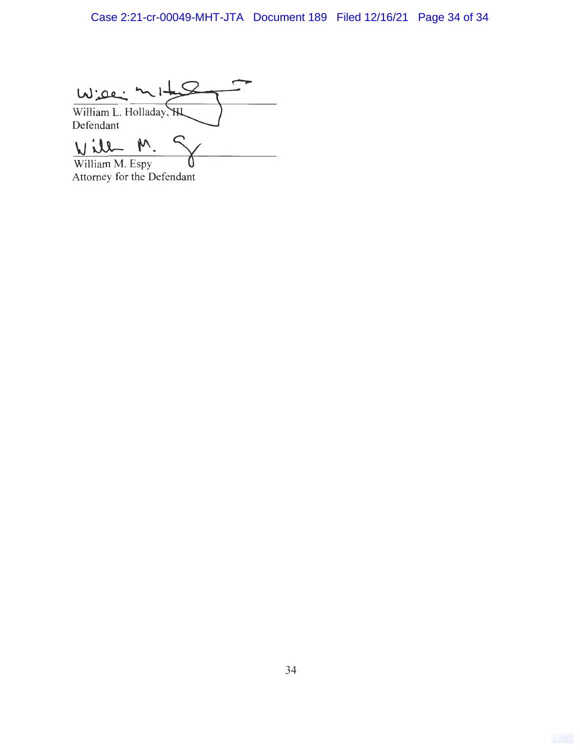\_\_\_\_\_\_\_\_\_\_\_\_\_\_\_\_\_\_\_\_\_\_\_\_\_\_\_\_\_\_\_\_

William L. Holladay, III
Defendant

\_\_\_\_\_\_\_\_\_\_\_\_\_\_\_\_\_\_\_\_\_\_\_\_\_\_\_\_\_\_\_\_

William M. Espy
Attorney for the Defendant